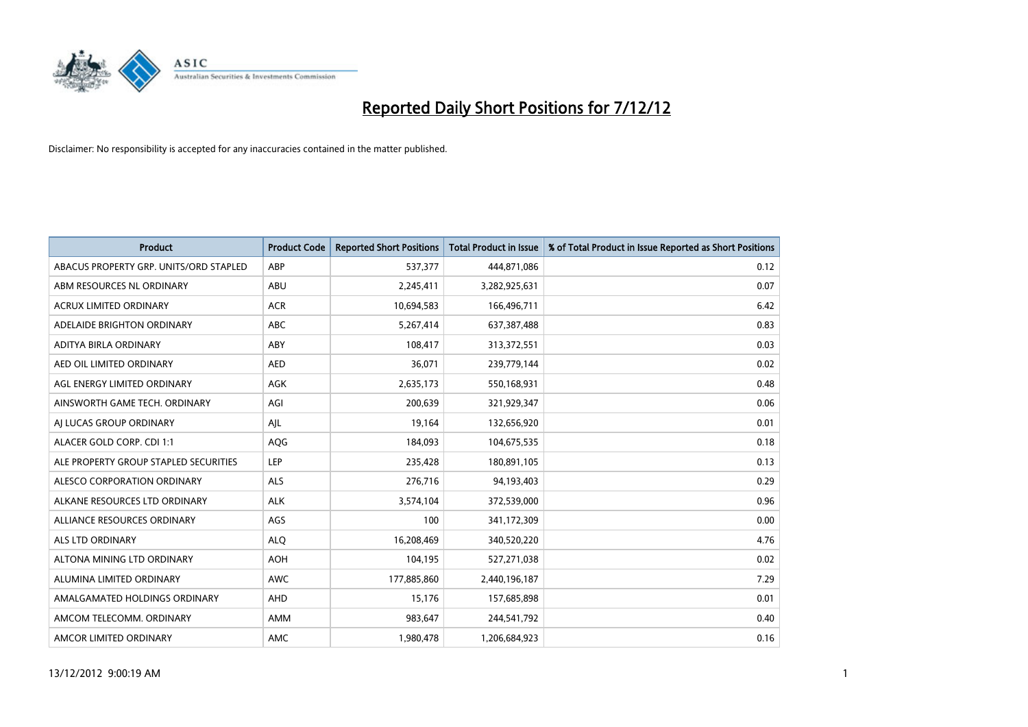# Reported Daily Short Positions for 7/12/12

Disclaimer: No responsibility is accepted for any inaccuracies contained in the matter published.

| Product | Product Code | Reported Short Positions | Total Product in Issue | % of Total Product in Issue Reported as Short Positions |
|---|---|---|---|---|
| ABACUS PROPERTY GRP. UNITS/ORD STAPLED | ABP | 537,377 | 444,871,086 | 0.12 |
| ABM RESOURCES NL ORDINARY | ABU | 2,245,411 | 3,282,925,631 | 0.07 |
| ACRUX LIMITED ORDINARY | ACR | 10,694,583 | 166,496,711 | 6.42 |
| ADELAIDE BRIGHTON ORDINARY | ABC | 5,267,414 | 637,387,488 | 0.83 |
| ADITYA BIRLA ORDINARY | ABY | 108,417 | 313,372,551 | 0.03 |
| AED OIL LIMITED ORDINARY | AED | 36,071 | 239,779,144 | 0.02 |
| AGL ENERGY LIMITED ORDINARY | AGK | 2,635,173 | 550,168,931 | 0.48 |
| AINSWORTH GAME TECH. ORDINARY | AGI | 200,639 | 321,929,347 | 0.06 |
| AJ LUCAS GROUP ORDINARY | AJL | 19,164 | 132,656,920 | 0.01 |
| ALACER GOLD CORP. CDI 1:1 | AQG | 184,093 | 104,675,535 | 0.18 |
| ALE PROPERTY GROUP STAPLED SECURITIES | LEP | 235,428 | 180,891,105 | 0.13 |
| ALESCO CORPORATION ORDINARY | ALS | 276,716 | 94,193,403 | 0.29 |
| ALKANE RESOURCES LTD ORDINARY | ALK | 3,574,104 | 372,539,000 | 0.96 |
| ALLIANCE RESOURCES ORDINARY | AGS | 100 | 341,172,309 | 0.00 |
| ALS LTD ORDINARY | ALQ | 16,208,469 | 340,520,220 | 4.76 |
| ALTONA MINING LTD ORDINARY | AOH | 104,195 | 527,271,038 | 0.02 |
| ALUMINA LIMITED ORDINARY | AWC | 177,885,860 | 2,440,196,187 | 7.29 |
| AMALGAMATED HOLDINGS ORDINARY | AHD | 15,176 | 157,685,898 | 0.01 |
| AMCOM TELECOMM. ORDINARY | AMM | 983,647 | 244,541,792 | 0.40 |
| AMCOR LIMITED ORDINARY | AMC | 1,980,478 | 1,206,684,923 | 0.16 |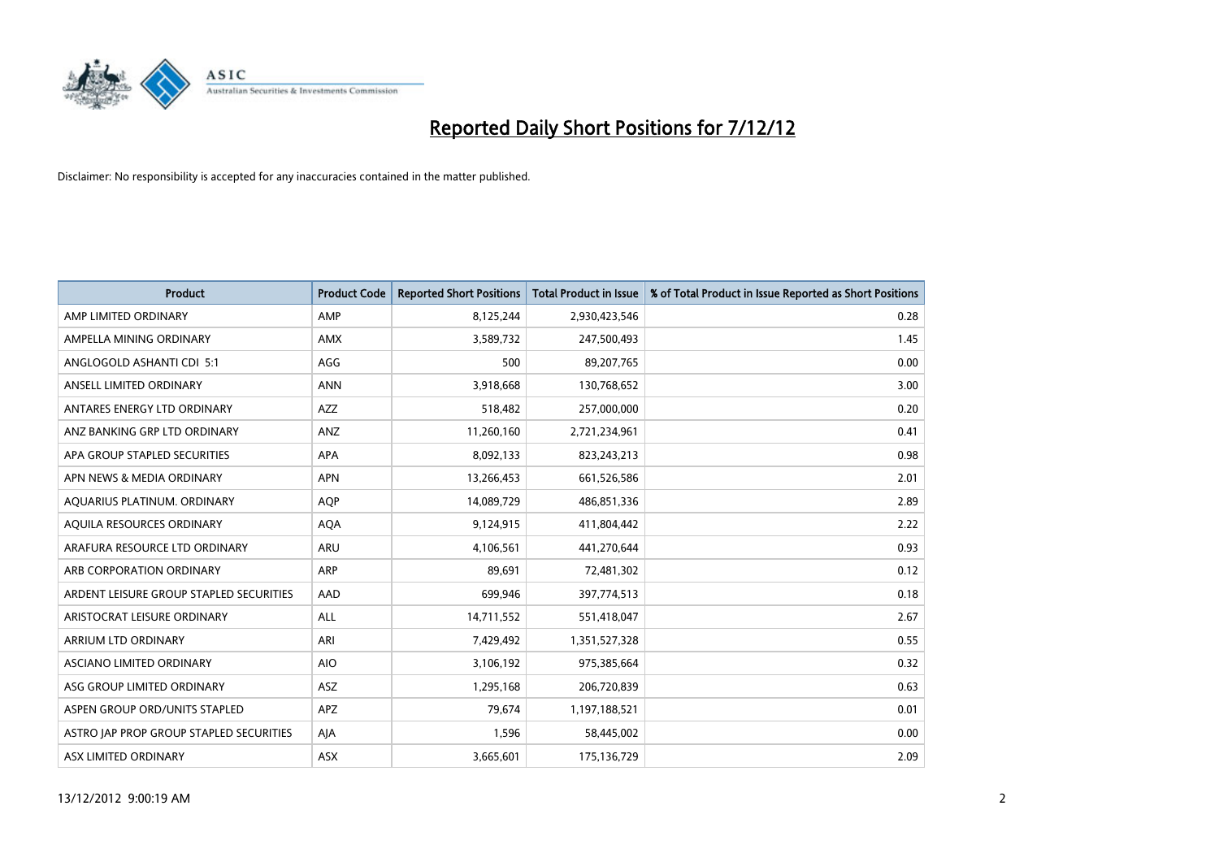# Reported Daily Short Positions for 7/12/12

Disclaimer: No responsibility is accepted for any inaccuracies contained in the matter published.

| Product | Product Code | Reported Short Positions | Total Product in Issue | % of Total Product in Issue Reported as Short Positions |
|---|---|---|---|---|
| AMP LIMITED ORDINARY | AMP | 8,125,244 | 2,930,423,546 | 0.28 |
| AMPELLA MINING ORDINARY | AMX | 3,589,732 | 247,500,493 | 1.45 |
| ANGLOGOLD ASHANTI CDI 5:1 | AGG | 500 | 89,207,765 | 0.00 |
| ANSELL LIMITED ORDINARY | ANN | 3,918,668 | 130,768,652 | 3.00 |
| ANTARES ENERGY LTD ORDINARY | AZZ | 518,482 | 257,000,000 | 0.20 |
| ANZ BANKING GRP LTD ORDINARY | ANZ | 11,260,160 | 2,721,234,961 | 0.41 |
| APA GROUP STAPLED SECURITIES | APA | 8,092,133 | 823,243,213 | 0.98 |
| APN NEWS & MEDIA ORDINARY | APN | 13,266,453 | 661,526,586 | 2.01 |
| AQUARIUS PLATINUM. ORDINARY | AQP | 14,089,729 | 486,851,336 | 2.89 |
| AQUILA RESOURCES ORDINARY | AQA | 9,124,915 | 411,804,442 | 2.22 |
| ARAFURA RESOURCE LTD ORDINARY | ARU | 4,106,561 | 441,270,644 | 0.93 |
| ARB CORPORATION ORDINARY | ARP | 89,691 | 72,481,302 | 0.12 |
| ARDENT LEISURE GROUP STAPLED SECURITIES | AAD | 699,946 | 397,774,513 | 0.18 |
| ARISTOCRAT LEISURE ORDINARY | ALL | 14,711,552 | 551,418,047 | 2.67 |
| ARRIUM LTD ORDINARY | ARI | 7,429,492 | 1,351,527,328 | 0.55 |
| ASCIANO LIMITED ORDINARY | AIO | 3,106,192 | 975,385,664 | 0.32 |
| ASG GROUP LIMITED ORDINARY | ASZ | 1,295,168 | 206,720,839 | 0.63 |
| ASPEN GROUP ORD/UNITS STAPLED | APZ | 79,674 | 1,197,188,521 | 0.01 |
| ASTRO JAP PROP GROUP STAPLED SECURITIES | AJA | 1,596 | 58,445,002 | 0.00 |
| ASX LIMITED ORDINARY | ASX | 3,665,601 | 175,136,729 | 2.09 |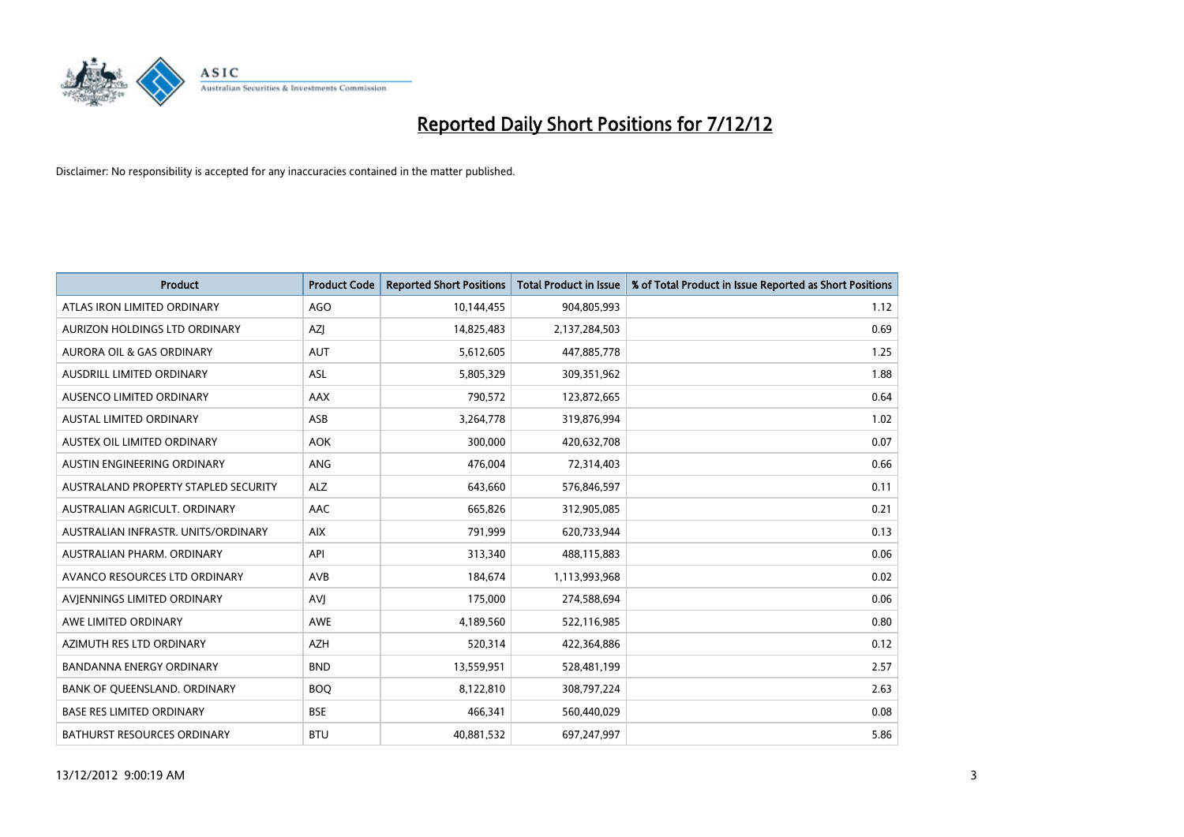# Reported Daily Short Positions for 7/12/12

Disclaimer: No responsibility is accepted for any inaccuracies contained in the matter published.

| Product | Product Code | Reported Short Positions | Total Product in Issue | % of Total Product in Issue Reported as Short Positions |
|---|---|---|---|---|
| ATLAS IRON LIMITED ORDINARY | AGO | 10,144,455 | 904,805,993 | 1.12 |
| AURIZON HOLDINGS LTD ORDINARY | AZJ | 14,825,483 | 2,137,284,503 | 0.69 |
| AURORA OIL & GAS ORDINARY | AUT | 5,612,605 | 447,885,778 | 1.25 |
| AUSDRILL LIMITED ORDINARY | ASL | 5,805,329 | 309,351,962 | 1.88 |
| AUSENCO LIMITED ORDINARY | AAX | 790,572 | 123,872,665 | 0.64 |
| AUSTAL LIMITED ORDINARY | ASB | 3,264,778 | 319,876,994 | 1.02 |
| AUSTEX OIL LIMITED ORDINARY | AOK | 300,000 | 420,632,708 | 0.07 |
| AUSTIN ENGINEERING ORDINARY | ANG | 476,004 | 72,314,403 | 0.66 |
| AUSTRALAND PROPERTY STAPLED SECURITY | ALZ | 643,660 | 576,846,597 | 0.11 |
| AUSTRALIAN AGRICULT. ORDINARY | AAC | 665,826 | 312,905,085 | 0.21 |
| AUSTRALIAN INFRASTR. UNITS/ORDINARY | AIX | 791,999 | 620,733,944 | 0.13 |
| AUSTRALIAN PHARM. ORDINARY | API | 313,340 | 488,115,883 | 0.06 |
| AVANCO RESOURCES LTD ORDINARY | AVB | 184,674 | 1,113,993,968 | 0.02 |
| AVJENNINGS LIMITED ORDINARY | AVJ | 175,000 | 274,588,694 | 0.06 |
| AWE LIMITED ORDINARY | AWE | 4,189,560 | 522,116,985 | 0.80 |
| AZIMUTH RES LTD ORDINARY | AZH | 520,314 | 422,364,886 | 0.12 |
| BANDANNA ENERGY ORDINARY | BND | 13,559,951 | 528,481,199 | 2.57 |
| BANK OF QUEENSLAND. ORDINARY | BOQ | 8,122,810 | 308,797,224 | 2.63 |
| BASE RES LIMITED ORDINARY | BSE | 466,341 | 560,440,029 | 0.08 |
| BATHURST RESOURCES ORDINARY | BTU | 40,881,532 | 697,247,997 | 5.86 |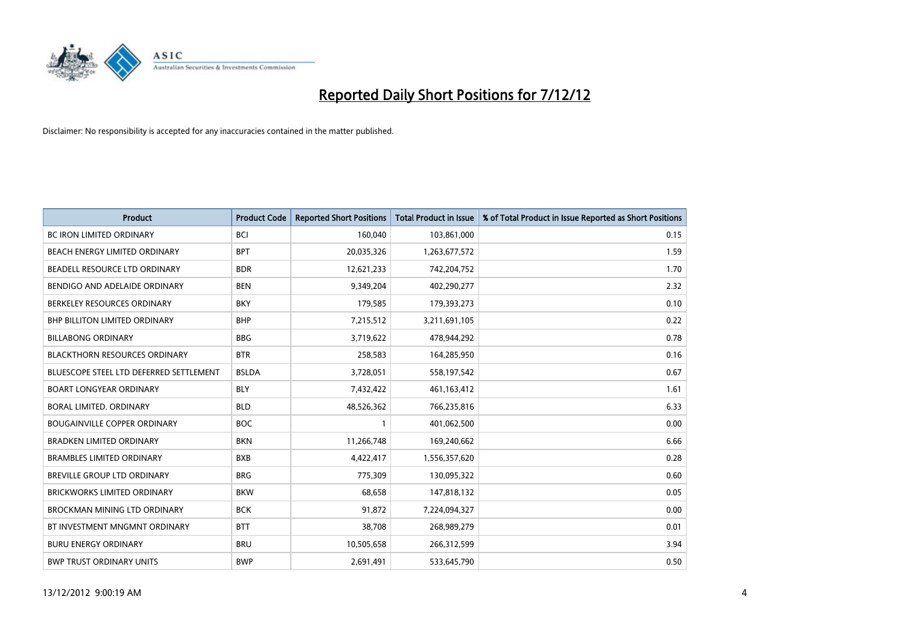# Reported Daily Short Positions for 7/12/12

Disclaimer: No responsibility is accepted for any inaccuracies contained in the matter published.

| Product | Product Code | Reported Short Positions | Total Product in Issue | % of Total Product in Issue Reported as Short Positions |
|---|---|---|---|---|
| BC IRON LIMITED ORDINARY | BCI | 160,040 | 103,861,000 | 0.15 |
| BEACH ENERGY LIMITED ORDINARY | BPT | 20,035,326 | 1,263,677,572 | 1.59 |
| BEADELL RESOURCE LTD ORDINARY | BDR | 12,621,233 | 742,204,752 | 1.70 |
| BENDIGO AND ADELAIDE ORDINARY | BEN | 9,349,204 | 402,290,277 | 2.32 |
| BERKELEY RESOURCES ORDINARY | BKY | 179,585 | 179,393,273 | 0.10 |
| BHP BILLITON LIMITED ORDINARY | BHP | 7,215,512 | 3,211,691,105 | 0.22 |
| BILLABONG ORDINARY | BBG | 3,719,622 | 478,944,292 | 0.78 |
| BLACKTHORN RESOURCES ORDINARY | BTR | 258,583 | 164,285,950 | 0.16 |
| BLUESCOPE STEEL LTD DEFERRED SETTLEMENT | BSLDA | 3,728,051 | 558,197,542 | 0.67 |
| BOART LONGYEAR ORDINARY | BLY | 7,432,422 | 461,163,412 | 1.61 |
| BORAL LIMITED. ORDINARY | BLD | 48,526,362 | 766,235,816 | 6.33 |
| BOUGAINVILLE COPPER ORDINARY | BOC | 1 | 401,062,500 | 0.00 |
| BRADKEN LIMITED ORDINARY | BKN | 11,266,748 | 169,240,662 | 6.66 |
| BRAMBLES LIMITED ORDINARY | BXB | 4,422,417 | 1,556,357,620 | 0.28 |
| BREVILLE GROUP LTD ORDINARY | BRG | 775,309 | 130,095,322 | 0.60 |
| BRICKWORKS LIMITED ORDINARY | BKW | 68,658 | 147,818,132 | 0.05 |
| BROCKMAN MINING LTD ORDINARY | BCK | 91,872 | 7,224,094,327 | 0.00 |
| BT INVESTMENT MNGMNT ORDINARY | BTT | 38,708 | 268,989,279 | 0.01 |
| BURU ENERGY ORDINARY | BRU | 10,505,658 | 266,312,599 | 3.94 |
| BWP TRUST ORDINARY UNITS | BWP | 2,691,491 | 533,645,790 | 0.50 |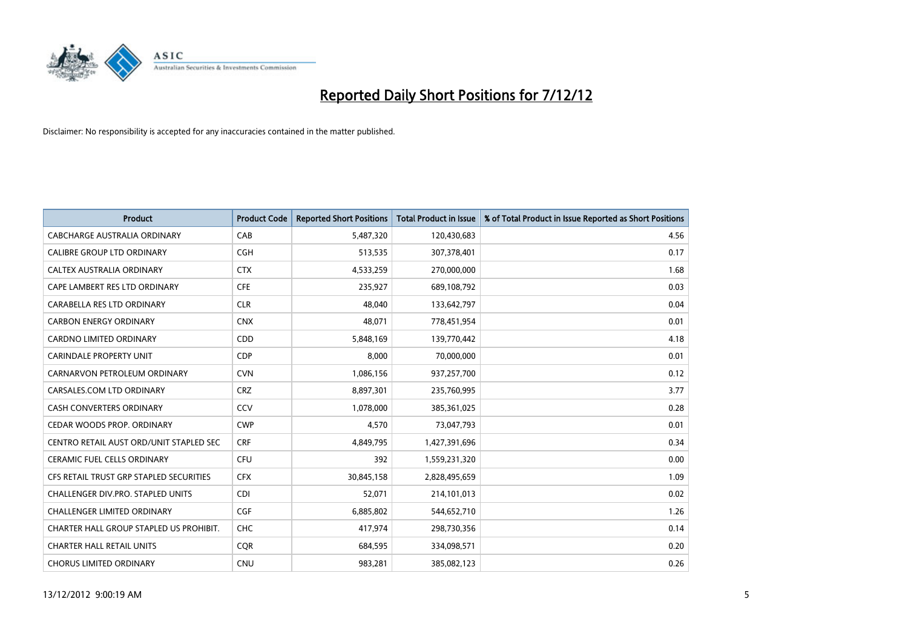# Reported Daily Short Positions for 7/12/12

Disclaimer: No responsibility is accepted for any inaccuracies contained in the matter published.

| Product | Product Code | Reported Short Positions | Total Product in Issue | % of Total Product in Issue Reported as Short Positions |
|---|---|---|---|---|
| CABCHARGE AUSTRALIA ORDINARY | CAB | 5,487,320 | 120,430,683 | 4.56 |
| CALIBRE GROUP LTD ORDINARY | CGH | 513,535 | 307,378,401 | 0.17 |
| CALTEX AUSTRALIA ORDINARY | CTX | 4,533,259 | 270,000,000 | 1.68 |
| CAPE LAMBERT RES LTD ORDINARY | CFE | 235,927 | 689,108,792 | 0.03 |
| CARABELLA RES LTD ORDINARY | CLR | 48,040 | 133,642,797 | 0.04 |
| CARBON ENERGY ORDINARY | CNX | 48,071 | 778,451,954 | 0.01 |
| CARDNO LIMITED ORDINARY | CDD | 5,848,169 | 139,770,442 | 4.18 |
| CARINDALE PROPERTY UNIT | CDP | 8,000 | 70,000,000 | 0.01 |
| CARNARVON PETROLEUM ORDINARY | CVN | 1,086,156 | 937,257,700 | 0.12 |
| CARSALES.COM LTD ORDINARY | CRZ | 8,897,301 | 235,760,995 | 3.77 |
| CASH CONVERTERS ORDINARY | CCV | 1,078,000 | 385,361,025 | 0.28 |
| CEDAR WOODS PROP. ORDINARY | CWP | 4,570 | 73,047,793 | 0.01 |
| CENTRO RETAIL AUST ORD/UNIT STAPLED SEC | CRF | 4,849,795 | 1,427,391,696 | 0.34 |
| CERAMIC FUEL CELLS ORDINARY | CFU | 392 | 1,559,231,320 | 0.00 |
| CFS RETAIL TRUST GRP STAPLED SECURITIES | CFX | 30,845,158 | 2,828,495,659 | 1.09 |
| CHALLENGER DIV.PRO. STAPLED UNITS | CDI | 52,071 | 214,101,013 | 0.02 |
| CHALLENGER LIMITED ORDINARY | CGF | 6,885,802 | 544,652,710 | 1.26 |
| CHARTER HALL GROUP STAPLED US PROHIBIT. | CHC | 417,974 | 298,730,356 | 0.14 |
| CHARTER HALL RETAIL UNITS | CQR | 684,595 | 334,098,571 | 0.20 |
| CHORUS LIMITED ORDINARY | CNU | 983,281 | 385,082,123 | 0.26 |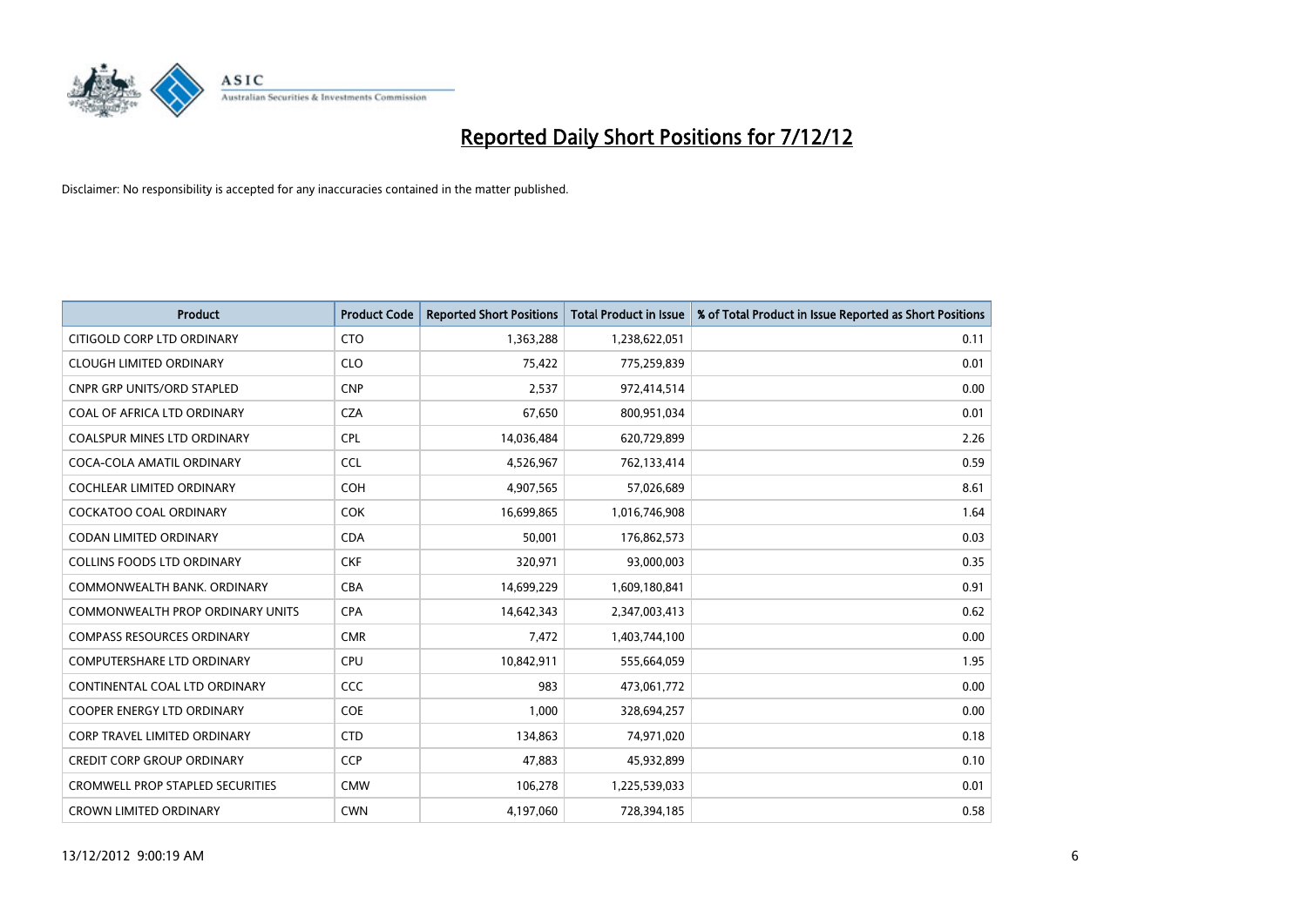# Reported Daily Short Positions for 7/12/12

Disclaimer: No responsibility is accepted for any inaccuracies contained in the matter published.

| Product | Product Code | Reported Short Positions | Total Product in Issue | % of Total Product in Issue Reported as Short Positions |
|---|---|---|---|---|
| CITIGOLD CORP LTD ORDINARY | CTO | 1,363,288 | 1,238,622,051 | 0.11 |
| CLOUGH LIMITED ORDINARY | CLO | 75,422 | 775,259,839 | 0.01 |
| CNPR GRP UNITS/ORD STAPLED | CNP | 2,537 | 972,414,514 | 0.00 |
| COAL OF AFRICA LTD ORDINARY | CZA | 67,650 | 800,951,034 | 0.01 |
| COALSPUR MINES LTD ORDINARY | CPL | 14,036,484 | 620,729,899 | 2.26 |
| COCA-COLA AMATIL ORDINARY | CCL | 4,526,967 | 762,133,414 | 0.59 |
| COCHLEAR LIMITED ORDINARY | COH | 4,907,565 | 57,026,689 | 8.61 |
| COCKATOO COAL ORDINARY | COK | 16,699,865 | 1,016,746,908 | 1.64 |
| CODAN LIMITED ORDINARY | CDA | 50,001 | 176,862,573 | 0.03 |
| COLLINS FOODS LTD ORDINARY | CKF | 320,971 | 93,000,003 | 0.35 |
| COMMONWEALTH BANK. ORDINARY | CBA | 14,699,229 | 1,609,180,841 | 0.91 |
| COMMONWEALTH PROP ORDINARY UNITS | CPA | 14,642,343 | 2,347,003,413 | 0.62 |
| COMPASS RESOURCES ORDINARY | CMR | 7,472 | 1,403,744,100 | 0.00 |
| COMPUTERSHARE LTD ORDINARY | CPU | 10,842,911 | 555,664,059 | 1.95 |
| CONTINENTAL COAL LTD ORDINARY | CCC | 983 | 473,061,772 | 0.00 |
| COOPER ENERGY LTD ORDINARY | COE | 1,000 | 328,694,257 | 0.00 |
| CORP TRAVEL LIMITED ORDINARY | CTD | 134,863 | 74,971,020 | 0.18 |
| CREDIT CORP GROUP ORDINARY | CCP | 47,883 | 45,932,899 | 0.10 |
| CROMWELL PROP STAPLED SECURITIES | CMW | 106,278 | 1,225,539,033 | 0.01 |
| CROWN LIMITED ORDINARY | CWN | 4,197,060 | 728,394,185 | 0.58 |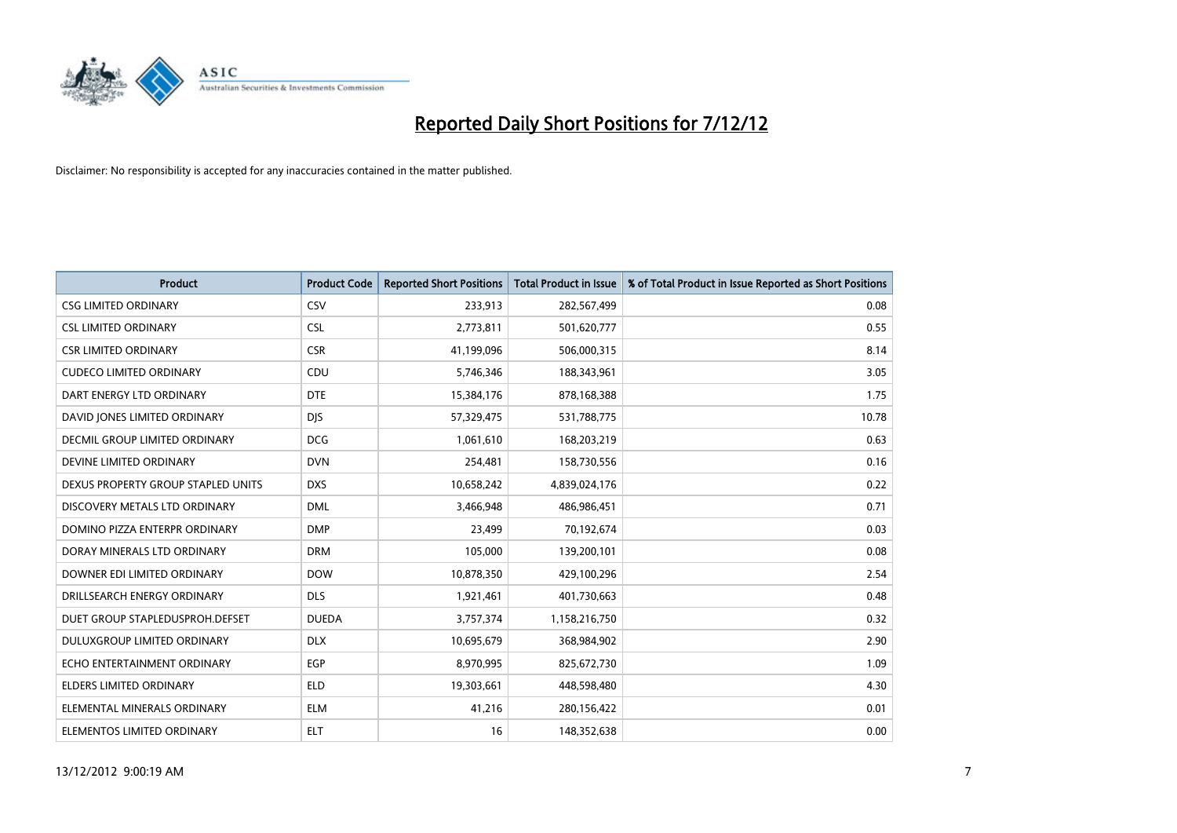# Reported Daily Short Positions for 7/12/12

Disclaimer: No responsibility is accepted for any inaccuracies contained in the matter published.

| Product | Product Code | Reported Short Positions | Total Product in Issue | % of Total Product in Issue Reported as Short Positions |
|---|---|---|---|---|
| CSG LIMITED ORDINARY | CSV | 233,913 | 282,567,499 | 0.08 |
| CSL LIMITED ORDINARY | CSL | 2,773,811 | 501,620,777 | 0.55 |
| CSR LIMITED ORDINARY | CSR | 41,199,096 | 506,000,315 | 8.14 |
| CUDECO LIMITED ORDINARY | CDU | 5,746,346 | 188,343,961 | 3.05 |
| DART ENERGY LTD ORDINARY | DTE | 15,384,176 | 878,168,388 | 1.75 |
| DAVID JONES LIMITED ORDINARY | DJS | 57,329,475 | 531,788,775 | 10.78 |
| DECMIL GROUP LIMITED ORDINARY | DCG | 1,061,610 | 168,203,219 | 0.63 |
| DEVINE LIMITED ORDINARY | DVN | 254,481 | 158,730,556 | 0.16 |
| DEXUS PROPERTY GROUP STAPLED UNITS | DXS | 10,658,242 | 4,839,024,176 | 0.22 |
| DISCOVERY METALS LTD ORDINARY | DML | 3,466,948 | 486,986,451 | 0.71 |
| DOMINO PIZZA ENTERPR ORDINARY | DMP | 23,499 | 70,192,674 | 0.03 |
| DORAY MINERALS LTD ORDINARY | DRM | 105,000 | 139,200,101 | 0.08 |
| DOWNER EDI LIMITED ORDINARY | DOW | 10,878,350 | 429,100,296 | 2.54 |
| DRILLSEARCH ENERGY ORDINARY | DLS | 1,921,461 | 401,730,663 | 0.48 |
| DUET GROUP STAPLEDUSPROH.DEFSET | DUEDA | 3,757,374 | 1,158,216,750 | 0.32 |
| DULUXGROUP LIMITED ORDINARY | DLX | 10,695,679 | 368,984,902 | 2.90 |
| ECHO ENTERTAINMENT ORDINARY | EGP | 8,970,995 | 825,672,730 | 1.09 |
| ELDERS LIMITED ORDINARY | ELD | 19,303,661 | 448,598,480 | 4.30 |
| ELEMENTAL MINERALS ORDINARY | ELM | 41,216 | 280,156,422 | 0.01 |
| ELEMENTOS LIMITED ORDINARY | ELT | 16 | 148,352,638 | 0.00 |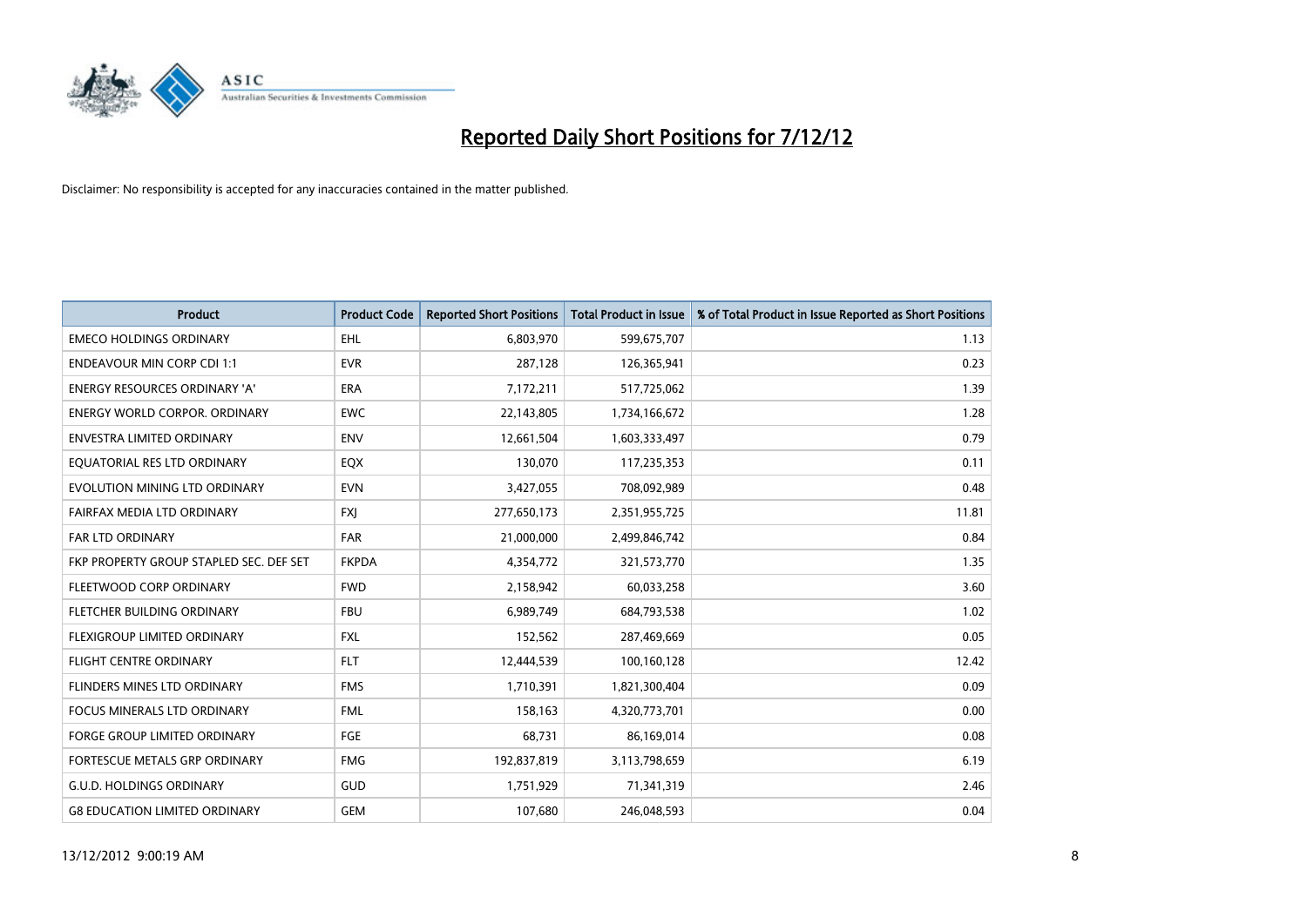# Reported Daily Short Positions for 7/12/12

Disclaimer: No responsibility is accepted for any inaccuracies contained in the matter published.

| Product | Product Code | Reported Short Positions | Total Product in Issue | % of Total Product in Issue Reported as Short Positions |
|---|---|---|---|---|
| EMECO HOLDINGS ORDINARY | EHL | 6,803,970 | 599,675,707 | 1.13 |
| ENDEAVOUR MIN CORP CDI 1:1 | EVR | 287,128 | 126,365,941 | 0.23 |
| ENERGY RESOURCES ORDINARY 'A' | ERA | 7,172,211 | 517,725,062 | 1.39 |
| ENERGY WORLD CORPOR. ORDINARY | EWC | 22,143,805 | 1,734,166,672 | 1.28 |
| ENVESTRA LIMITED ORDINARY | ENV | 12,661,504 | 1,603,333,497 | 0.79 |
| EQUATORIAL RES LTD ORDINARY | EQX | 130,070 | 117,235,353 | 0.11 |
| EVOLUTION MINING LTD ORDINARY | EVN | 3,427,055 | 708,092,989 | 0.48 |
| FAIRFAX MEDIA LTD ORDINARY | FXJ | 277,650,173 | 2,351,955,725 | 11.81 |
| FAR LTD ORDINARY | FAR | 21,000,000 | 2,499,846,742 | 0.84 |
| FKP PROPERTY GROUP STAPLED SEC. DEF SET | FKPDA | 4,354,772 | 321,573,770 | 1.35 |
| FLEETWOOD CORP ORDINARY | FWD | 2,158,942 | 60,033,258 | 3.60 |
| FLETCHER BUILDING ORDINARY | FBU | 6,989,749 | 684,793,538 | 1.02 |
| FLEXIGROUP LIMITED ORDINARY | FXL | 152,562 | 287,469,669 | 0.05 |
| FLIGHT CENTRE ORDINARY | FLT | 12,444,539 | 100,160,128 | 12.42 |
| FLINDERS MINES LTD ORDINARY | FMS | 1,710,391 | 1,821,300,404 | 0.09 |
| FOCUS MINERALS LTD ORDINARY | FML | 158,163 | 4,320,773,701 | 0.00 |
| FORGE GROUP LIMITED ORDINARY | FGE | 68,731 | 86,169,014 | 0.08 |
| FORTESCUE METALS GRP ORDINARY | FMG | 192,837,819 | 3,113,798,659 | 6.19 |
| G.U.D. HOLDINGS ORDINARY | GUD | 1,751,929 | 71,341,319 | 2.46 |
| G8 EDUCATION LIMITED ORDINARY | GEM | 107,680 | 246,048,593 | 0.04 |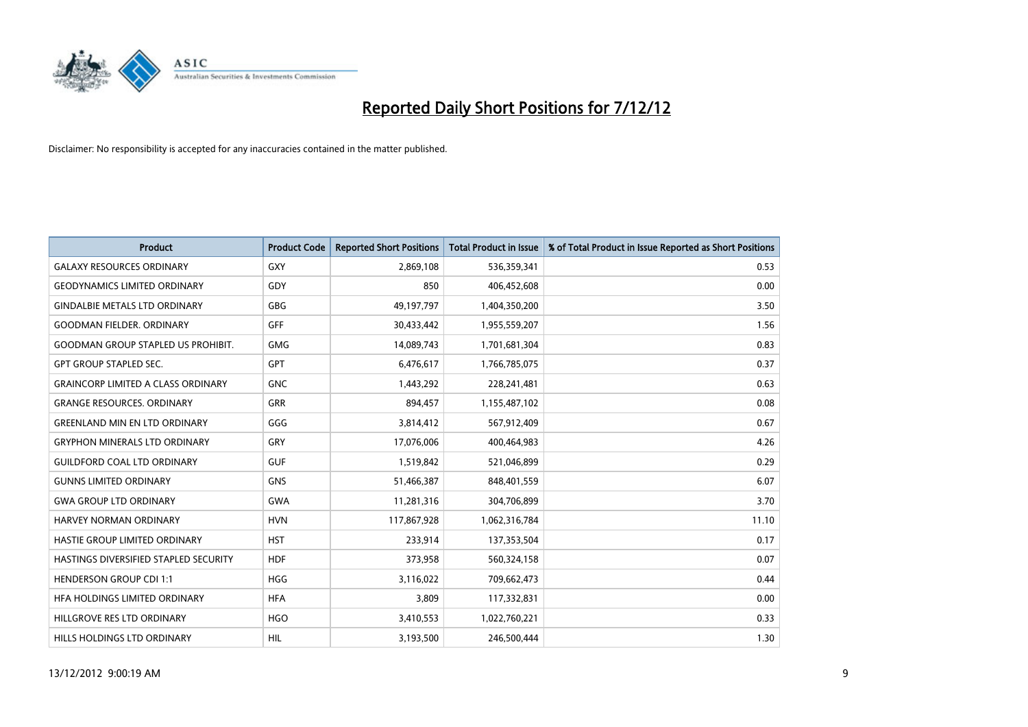# Reported Daily Short Positions for 7/12/12

Disclaimer: No responsibility is accepted for any inaccuracies contained in the matter published.

| Product | Product Code | Reported Short Positions | Total Product in Issue | % of Total Product in Issue Reported as Short Positions |
|---|---|---|---|---|
| GALAXY RESOURCES ORDINARY | GXY | 2,869,108 | 536,359,341 | 0.53 |
| GEODYNAMICS LIMITED ORDINARY | GDY | 850 | 406,452,608 | 0.00 |
| GINDALBIE METALS LTD ORDINARY | GBG | 49,197,797 | 1,404,350,200 | 3.50 |
| GOODMAN FIELDER. ORDINARY | GFF | 30,433,442 | 1,955,559,207 | 1.56 |
| GOODMAN GROUP STAPLED US PROHIBIT. | GMG | 14,089,743 | 1,701,681,304 | 0.83 |
| GPT GROUP STAPLED SEC. | GPT | 6,476,617 | 1,766,785,075 | 0.37 |
| GRAINCORP LIMITED A CLASS ORDINARY | GNC | 1,443,292 | 228,241,481 | 0.63 |
| GRANGE RESOURCES. ORDINARY | GRR | 894,457 | 1,155,487,102 | 0.08 |
| GREENLAND MIN EN LTD ORDINARY | GGG | 3,814,412 | 567,912,409 | 0.67 |
| GRYPHON MINERALS LTD ORDINARY | GRY | 17,076,006 | 400,464,983 | 4.26 |
| GUILDFORD COAL LTD ORDINARY | GUF | 1,519,842 | 521,046,899 | 0.29 |
| GUNNS LIMITED ORDINARY | GNS | 51,466,387 | 848,401,559 | 6.07 |
| GWA GROUP LTD ORDINARY | GWA | 11,281,316 | 304,706,899 | 3.70 |
| HARVEY NORMAN ORDINARY | HVN | 117,867,928 | 1,062,316,784 | 11.10 |
| HASTIE GROUP LIMITED ORDINARY | HST | 233,914 | 137,353,504 | 0.17 |
| HASTINGS DIVERSIFIED STAPLED SECURITY | HDF | 373,958 | 560,324,158 | 0.07 |
| HENDERSON GROUP CDI 1:1 | HGG | 3,116,022 | 709,662,473 | 0.44 |
| HFA HOLDINGS LIMITED ORDINARY | HFA | 3,809 | 117,332,831 | 0.00 |
| HILLGROVE RES LTD ORDINARY | HGO | 3,410,553 | 1,022,760,221 | 0.33 |
| HILLS HOLDINGS LTD ORDINARY | HIL | 3,193,500 | 246,500,444 | 1.30 |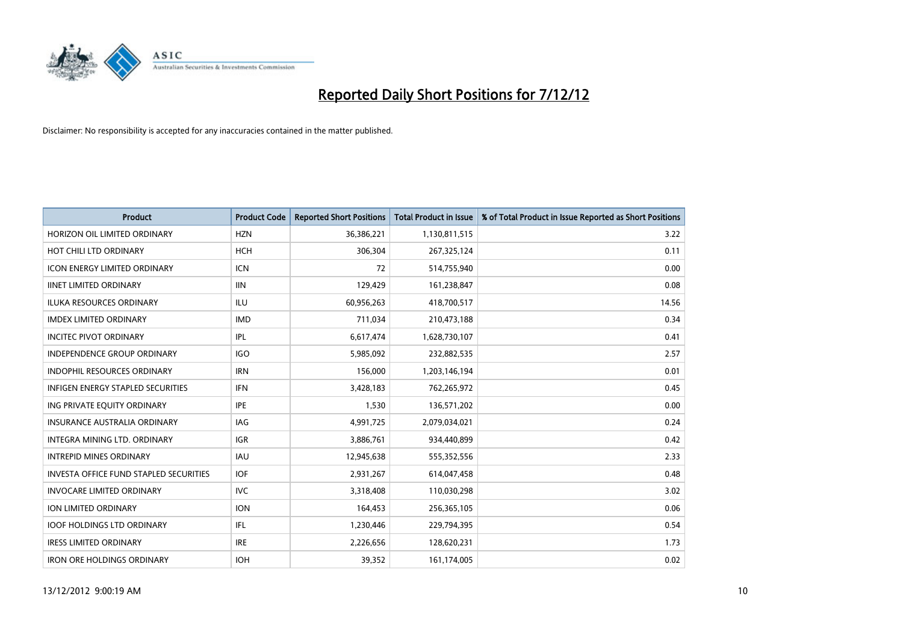# Reported Daily Short Positions for 7/12/12

Disclaimer: No responsibility is accepted for any inaccuracies contained in the matter published.

| Product | Product Code | Reported Short Positions | Total Product in Issue | % of Total Product in Issue Reported as Short Positions |
|---|---|---|---|---|
| HORIZON OIL LIMITED ORDINARY | HZN | 36,386,221 | 1,130,811,515 | 3.22 |
| HOT CHILI LTD ORDINARY | HCH | 306,304 | 267,325,124 | 0.11 |
| ICON ENERGY LIMITED ORDINARY | ICN | 72 | 514,755,940 | 0.00 |
| IINET LIMITED ORDINARY | IIN | 129,429 | 161,238,847 | 0.08 |
| ILUKA RESOURCES ORDINARY | ILU | 60,956,263 | 418,700,517 | 14.56 |
| IMDEX LIMITED ORDINARY | IMD | 711,034 | 210,473,188 | 0.34 |
| INCITEC PIVOT ORDINARY | IPL | 6,617,474 | 1,628,730,107 | 0.41 |
| INDEPENDENCE GROUP ORDINARY | IGO | 5,985,092 | 232,882,535 | 2.57 |
| INDOPHIL RESOURCES ORDINARY | IRN | 156,000 | 1,203,146,194 | 0.01 |
| INFIGEN ENERGY STAPLED SECURITIES | IFN | 3,428,183 | 762,265,972 | 0.45 |
| ING PRIVATE EQUITY ORDINARY | IPE | 1,530 | 136,571,202 | 0.00 |
| INSURANCE AUSTRALIA ORDINARY | IAG | 4,991,725 | 2,079,034,021 | 0.24 |
| INTEGRA MINING LTD. ORDINARY | IGR | 3,886,761 | 934,440,899 | 0.42 |
| INTREPID MINES ORDINARY | IAU | 12,945,638 | 555,352,556 | 2.33 |
| INVESTA OFFICE FUND STAPLED SECURITIES | IOF | 2,931,267 | 614,047,458 | 0.48 |
| INVOCARE LIMITED ORDINARY | IVC | 3,318,408 | 110,030,298 | 3.02 |
| ION LIMITED ORDINARY | ION | 164,453 | 256,365,105 | 0.06 |
| IOOF HOLDINGS LTD ORDINARY | IFL | 1,230,446 | 229,794,395 | 0.54 |
| IRESS LIMITED ORDINARY | IRE | 2,226,656 | 128,620,231 | 1.73 |
| IRON ORE HOLDINGS ORDINARY | IOH | 39,352 | 161,174,005 | 0.02 |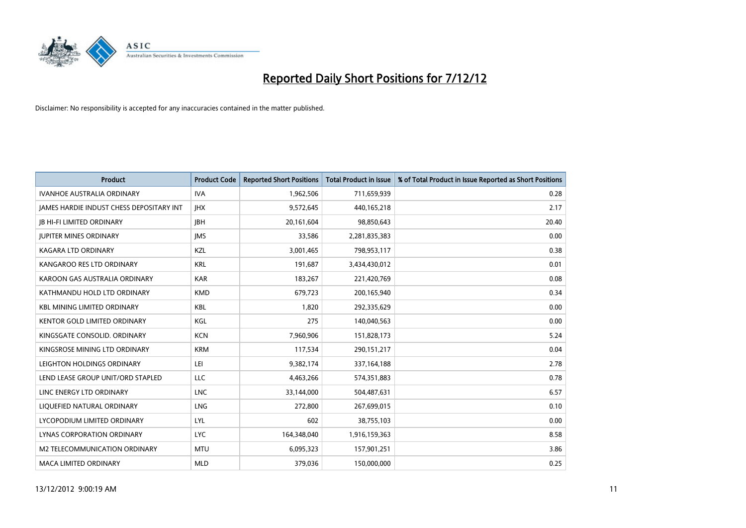# Reported Daily Short Positions for 7/12/12

Disclaimer: No responsibility is accepted for any inaccuracies contained in the matter published.

| Product | Product Code | Reported Short Positions | Total Product in Issue | % of Total Product in Issue Reported as Short Positions |
| --- | --- | --- | --- | --- |
| IVANHOE AUSTRALIA ORDINARY | IVA | 1,962,506 | 711,659,939 | 0.28 |
| JAMES HARDIE INDUST CHESS DEPOSITARY INT | JHX | 9,572,645 | 440,165,218 | 2.17 |
| JB HI-FI LIMITED ORDINARY | JBH | 20,161,604 | 98,850,643 | 20.40 |
| JUPITER MINES ORDINARY | JMS | 33,586 | 2,281,835,383 | 0.00 |
| KAGARA LTD ORDINARY | KZL | 3,001,465 | 798,953,117 | 0.38 |
| KANGAROO RES LTD ORDINARY | KRL | 191,687 | 3,434,430,012 | 0.01 |
| KAROON GAS AUSTRALIA ORDINARY | KAR | 183,267 | 221,420,769 | 0.08 |
| KATHMANDU HOLD LTD ORDINARY | KMD | 679,723 | 200,165,940 | 0.34 |
| KBL MINING LIMITED ORDINARY | KBL | 1,820 | 292,335,629 | 0.00 |
| KENTOR GOLD LIMITED ORDINARY | KGL | 275 | 140,040,563 | 0.00 |
| KINGSGATE CONSOLID. ORDINARY | KCN | 7,960,906 | 151,828,173 | 5.24 |
| KINGSROSE MINING LTD ORDINARY | KRM | 117,534 | 290,151,217 | 0.04 |
| LEIGHTON HOLDINGS ORDINARY | LEI | 9,382,174 | 337,164,188 | 2.78 |
| LEND LEASE GROUP UNIT/ORD STAPLED | LLC | 4,463,266 | 574,351,883 | 0.78 |
| LINC ENERGY LTD ORDINARY | LNC | 33,144,000 | 504,487,631 | 6.57 |
| LIQUEFIED NATURAL ORDINARY | LNG | 272,800 | 267,699,015 | 0.10 |
| LYCOPODIUM LIMITED ORDINARY | LYL | 602 | 38,755,103 | 0.00 |
| LYNAS CORPORATION ORDINARY | LYC | 164,348,040 | 1,916,159,363 | 8.58 |
| M2 TELECOMMUNICATION ORDINARY | MTU | 6,095,323 | 157,901,251 | 3.86 |
| MACA LIMITED ORDINARY | MLD | 379,036 | 150,000,000 | 0.25 |

13/12/2012 9:00:19 AM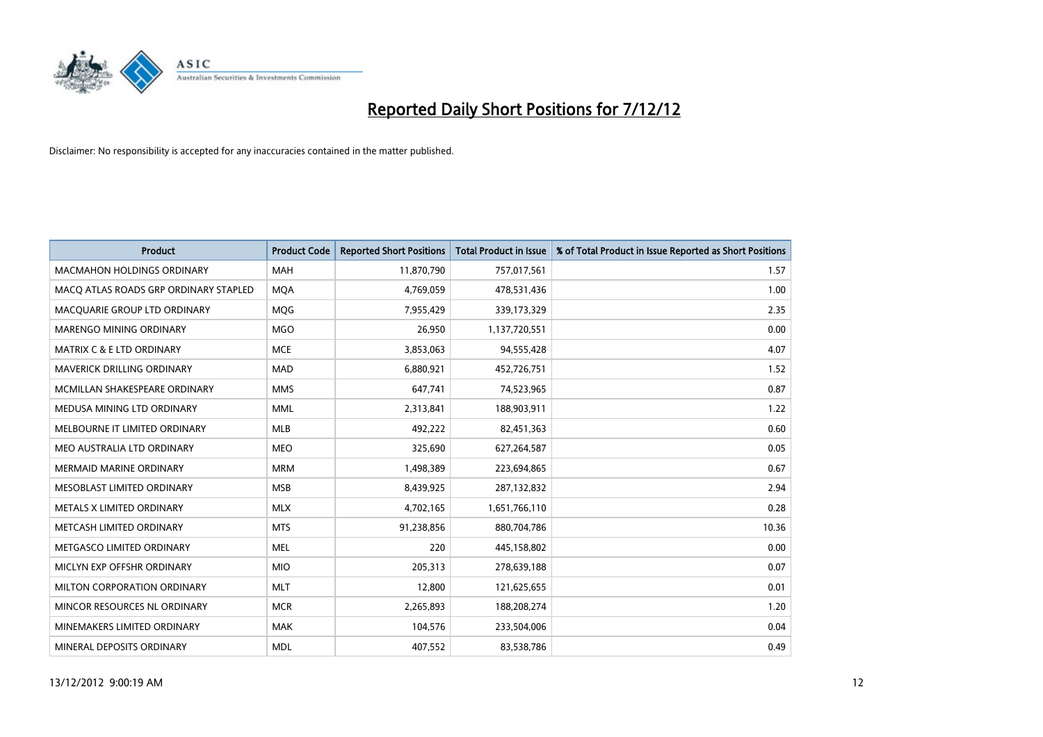# Reported Daily Short Positions for 7/12/12

Disclaimer: No responsibility is accepted for any inaccuracies contained in the matter published.

| Product | Product Code | Reported Short Positions | Total Product in Issue | % of Total Product in Issue Reported as Short Positions |
|---|---|---|---|---|
| MACMAHON HOLDINGS ORDINARY | MAH | 11,870,790 | 757,017,561 | 1.57 |
| MACQ ATLAS ROADS GRP ORDINARY STAPLED | MQA | 4,769,059 | 478,531,436 | 1.00 |
| MACQUARIE GROUP LTD ORDINARY | MQG | 7,955,429 | 339,173,329 | 2.35 |
| MARENGO MINING ORDINARY | MGO | 26,950 | 1,137,720,551 | 0.00 |
| MATRIX C & E LTD ORDINARY | MCE | 3,853,063 | 94,555,428 | 4.07 |
| MAVERICK DRILLING ORDINARY | MAD | 6,880,921 | 452,726,751 | 1.52 |
| MCMILLAN SHAKESPEARE ORDINARY | MMS | 647,741 | 74,523,965 | 0.87 |
| MEDUSA MINING LTD ORDINARY | MML | 2,313,841 | 188,903,911 | 1.22 |
| MELBOURNE IT LIMITED ORDINARY | MLB | 492,222 | 82,451,363 | 0.60 |
| MEO AUSTRALIA LTD ORDINARY | MEO | 325,690 | 627,264,587 | 0.05 |
| MERMAID MARINE ORDINARY | MRM | 1,498,389 | 223,694,865 | 0.67 |
| MESOBLAST LIMITED ORDINARY | MSB | 8,439,925 | 287,132,832 | 2.94 |
| METALS X LIMITED ORDINARY | MLX | 4,702,165 | 1,651,766,110 | 0.28 |
| METCASH LIMITED ORDINARY | MTS | 91,238,856 | 880,704,786 | 10.36 |
| METGASCO LIMITED ORDINARY | MEL | 220 | 445,158,802 | 0.00 |
| MICLYN EXP OFFSHR ORDINARY | MIO | 205,313 | 278,639,188 | 0.07 |
| MILTON CORPORATION ORDINARY | MLT | 12,800 | 121,625,655 | 0.01 |
| MINCOR RESOURCES NL ORDINARY | MCR | 2,265,893 | 188,208,274 | 1.20 |
| MINEMAKERS LIMITED ORDINARY | MAK | 104,576 | 233,504,006 | 0.04 |
| MINERAL DEPOSITS ORDINARY | MDL | 407,552 | 83,538,786 | 0.49 |

13/12/2012 9:00:19 AM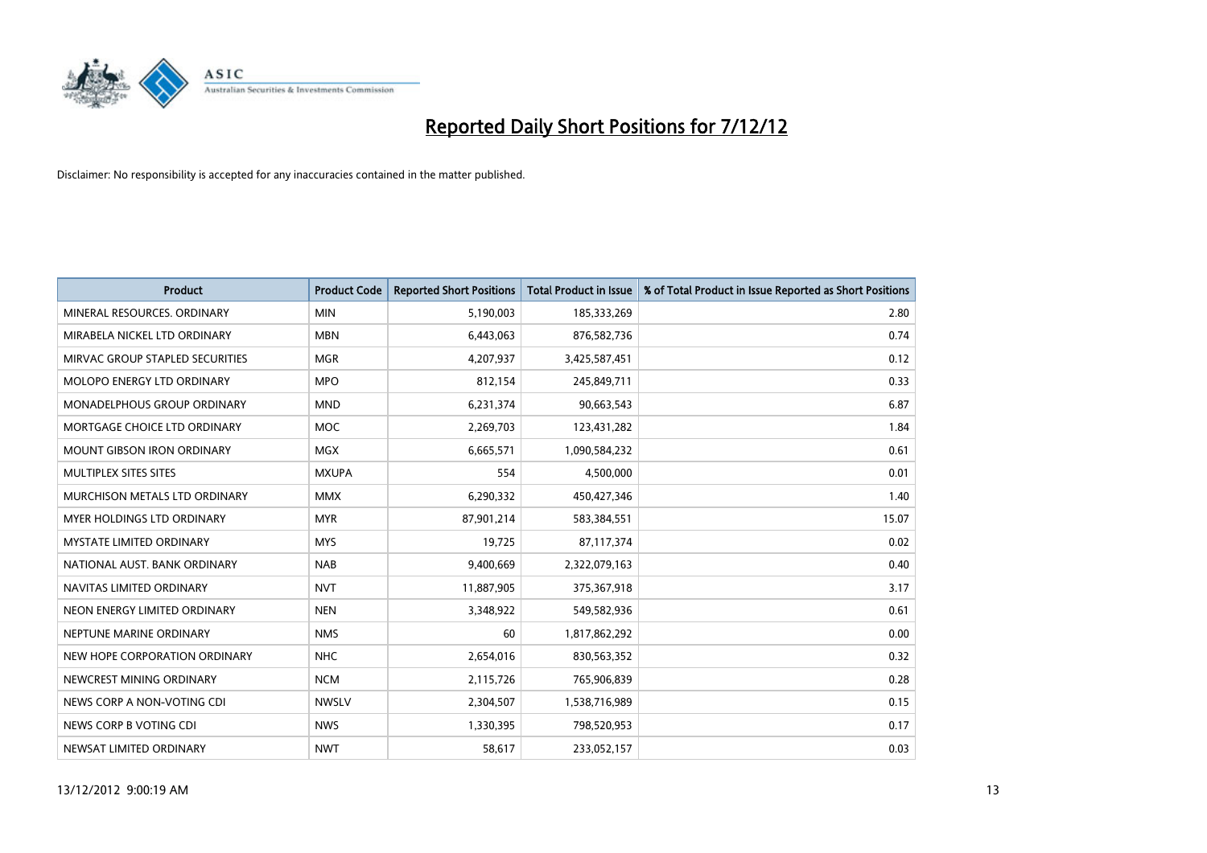# Reported Daily Short Positions for 7/12/12

Disclaimer: No responsibility is accepted for any inaccuracies contained in the matter published.

| Product | Product Code | Reported Short Positions | Total Product in Issue | % of Total Product in Issue Reported as Short Positions |
|---|---|---|---|---|
| MINERAL RESOURCES. ORDINARY | MIN | 5,190,003 | 185,333,269 | 2.80 |
| MIRABELA NICKEL LTD ORDINARY | MBN | 6,443,063 | 876,582,736 | 0.74 |
| MIRVAC GROUP STAPLED SECURITIES | MGR | 4,207,937 | 3,425,587,451 | 0.12 |
| MOLOPO ENERGY LTD ORDINARY | MPO | 812,154 | 245,849,711 | 0.33 |
| MONADELPHOUS GROUP ORDINARY | MND | 6,231,374 | 90,663,543 | 6.87 |
| MORTGAGE CHOICE LTD ORDINARY | MOC | 2,269,703 | 123,431,282 | 1.84 |
| MOUNT GIBSON IRON ORDINARY | MGX | 6,665,571 | 1,090,584,232 | 0.61 |
| MULTIPLEX SITES SITES | MXUPA | 554 | 4,500,000 | 0.01 |
| MURCHISON METALS LTD ORDINARY | MMX | 6,290,332 | 450,427,346 | 1.40 |
| MYER HOLDINGS LTD ORDINARY | MYR | 87,901,214 | 583,384,551 | 15.07 |
| MYSTATE LIMITED ORDINARY | MYS | 19,725 | 87,117,374 | 0.02 |
| NATIONAL AUST. BANK ORDINARY | NAB | 9,400,669 | 2,322,079,163 | 0.40 |
| NAVITAS LIMITED ORDINARY | NVT | 11,887,905 | 375,367,918 | 3.17 |
| NEON ENERGY LIMITED ORDINARY | NEN | 3,348,922 | 549,582,936 | 0.61 |
| NEPTUNE MARINE ORDINARY | NMS | 60 | 1,817,862,292 | 0.00 |
| NEW HOPE CORPORATION ORDINARY | NHC | 2,654,016 | 830,563,352 | 0.32 |
| NEWCREST MINING ORDINARY | NCM | 2,115,726 | 765,906,839 | 0.28 |
| NEWS CORP A NON-VOTING CDI | NWSLV | 2,304,507 | 1,538,716,989 | 0.15 |
| NEWS CORP B VOTING CDI | NWS | 1,330,395 | 798,520,953 | 0.17 |
| NEWSAT LIMITED ORDINARY | NWT | 58,617 | 233,052,157 | 0.03 |

13/12/2012 9:00:19 AM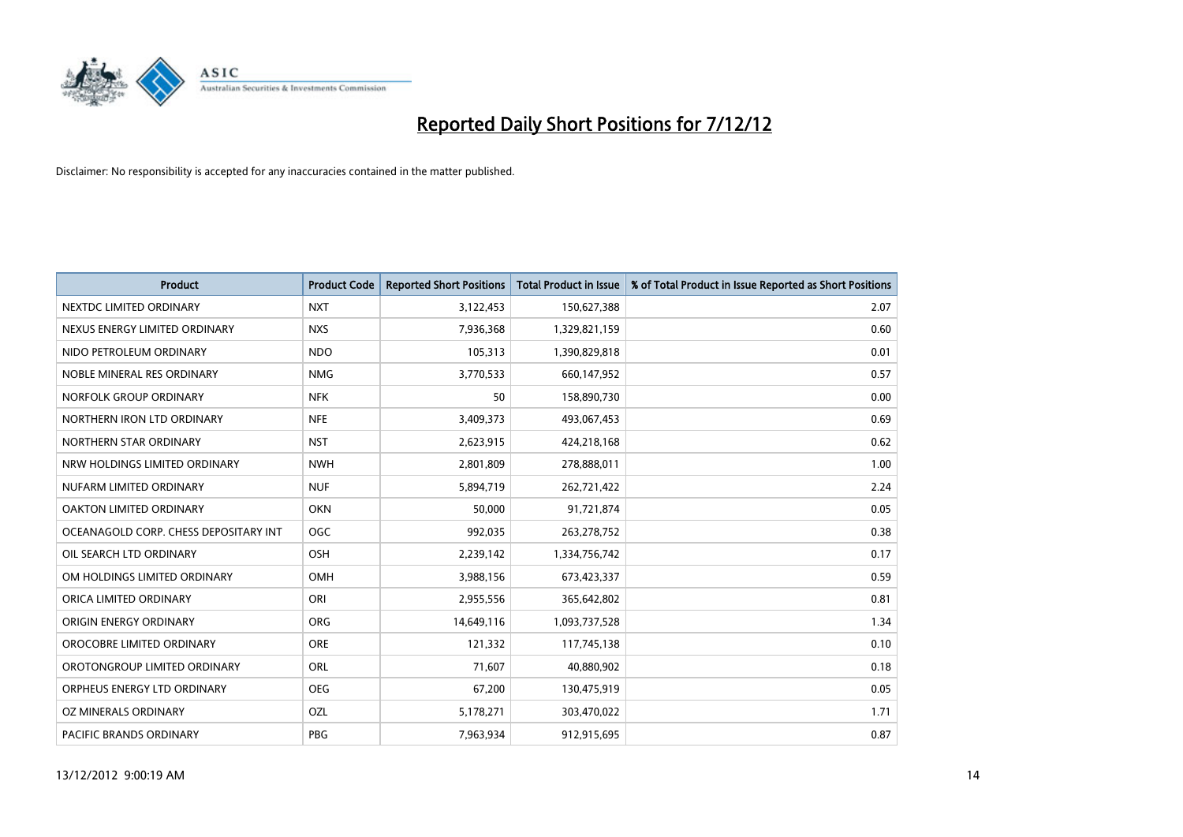# Reported Daily Short Positions for 7/12/12

Disclaimer: No responsibility is accepted for any inaccuracies contained in the matter published.

| Product | Product Code | Reported Short Positions | Total Product in Issue | % of Total Product in Issue Reported as Short Positions |
| --- | --- | --- | --- | --- |
| NEXTDC LIMITED ORDINARY | NXT | 3,122,453 | 150,627,388 | 2.07 |
| NEXUS ENERGY LIMITED ORDINARY | NXS | 7,936,368 | 1,329,821,159 | 0.60 |
| NIDO PETROLEUM ORDINARY | NDO | 105,313 | 1,390,829,818 | 0.01 |
| NOBLE MINERAL RES ORDINARY | NMG | 3,770,533 | 660,147,952 | 0.57 |
| NORFOLK GROUP ORDINARY | NFK | 50 | 158,890,730 | 0.00 |
| NORTHERN IRON LTD ORDINARY | NFE | 3,409,373 | 493,067,453 | 0.69 |
| NORTHERN STAR ORDINARY | NST | 2,623,915 | 424,218,168 | 0.62 |
| NRW HOLDINGS LIMITED ORDINARY | NWH | 2,801,809 | 278,888,011 | 1.00 |
| NUFARM LIMITED ORDINARY | NUF | 5,894,719 | 262,721,422 | 2.24 |
| OAKTON LIMITED ORDINARY | OKN | 50,000 | 91,721,874 | 0.05 |
| OCEANAGOLD CORP. CHESS DEPOSITARY INT | OGC | 992,035 | 263,278,752 | 0.38 |
| OIL SEARCH LTD ORDINARY | OSH | 2,239,142 | 1,334,756,742 | 0.17 |
| OM HOLDINGS LIMITED ORDINARY | OMH | 3,988,156 | 673,423,337 | 0.59 |
| ORICA LIMITED ORDINARY | ORI | 2,955,556 | 365,642,802 | 0.81 |
| ORIGIN ENERGY ORDINARY | ORG | 14,649,116 | 1,093,737,528 | 1.34 |
| OROCOBRE LIMITED ORDINARY | ORE | 121,332 | 117,745,138 | 0.10 |
| OROTONGROUP LIMITED ORDINARY | ORL | 71,607 | 40,880,902 | 0.18 |
| ORPHEUS ENERGY LTD ORDINARY | OEG | 67,200 | 130,475,919 | 0.05 |
| OZ MINERALS ORDINARY | OZL | 5,178,271 | 303,470,022 | 1.71 |
| PACIFIC BRANDS ORDINARY | PBG | 7,963,934 | 912,915,695 | 0.87 |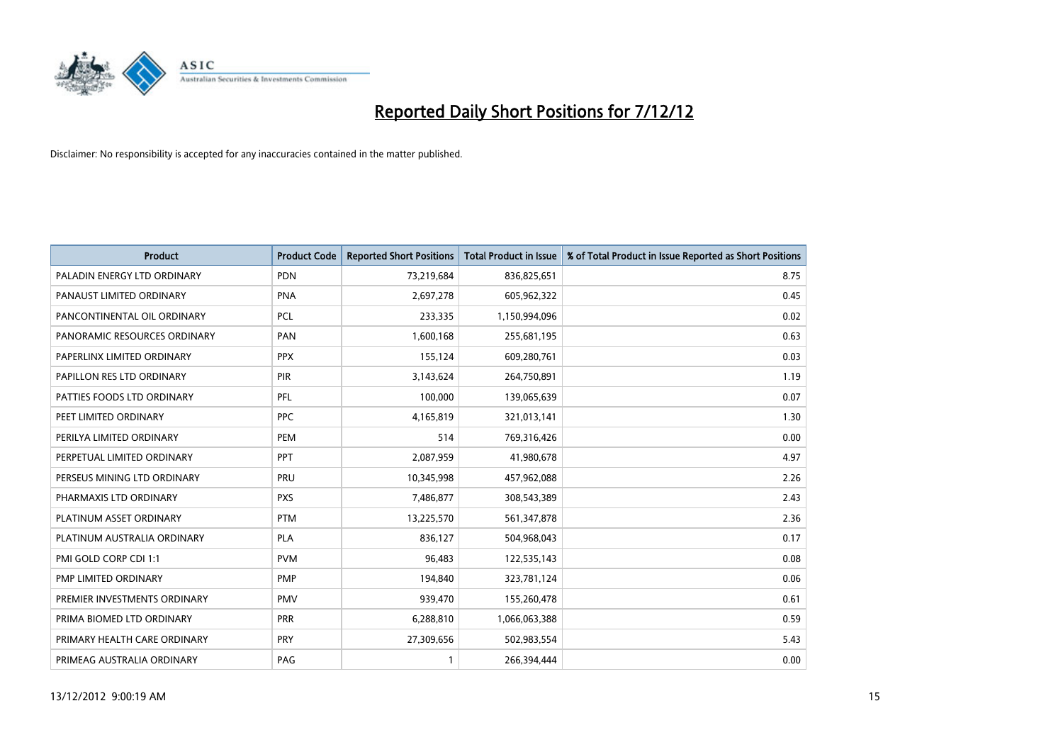# Reported Daily Short Positions for 7/12/12

Disclaimer: No responsibility is accepted for any inaccuracies contained in the matter published.

| Product | Product Code | Reported Short Positions | Total Product in Issue | % of Total Product in Issue Reported as Short Positions |
|---|---|---|---|---|
| PALADIN ENERGY LTD ORDINARY | PDN | 73,219,684 | 836,825,651 | 8.75 |
| PANAUST LIMITED ORDINARY | PNA | 2,697,278 | 605,962,322 | 0.45 |
| PANCONTINENTAL OIL ORDINARY | PCL | 233,335 | 1,150,994,096 | 0.02 |
| PANORAMIC RESOURCES ORDINARY | PAN | 1,600,168 | 255,681,195 | 0.63 |
| PAPERLINX LIMITED ORDINARY | PPX | 155,124 | 609,280,761 | 0.03 |
| PAPILLON RES LTD ORDINARY | PIR | 3,143,624 | 264,750,891 | 1.19 |
| PATTIES FOODS LTD ORDINARY | PFL | 100,000 | 139,065,639 | 0.07 |
| PEET LIMITED ORDINARY | PPC | 4,165,819 | 321,013,141 | 1.30 |
| PERILYA LIMITED ORDINARY | PEM | 514 | 769,316,426 | 0.00 |
| PERPETUAL LIMITED ORDINARY | PPT | 2,087,959 | 41,980,678 | 4.97 |
| PERSEUS MINING LTD ORDINARY | PRU | 10,345,998 | 457,962,088 | 2.26 |
| PHARMAXIS LTD ORDINARY | PXS | 7,486,877 | 308,543,389 | 2.43 |
| PLATINUM ASSET ORDINARY | PTM | 13,225,570 | 561,347,878 | 2.36 |
| PLATINUM AUSTRALIA ORDINARY | PLA | 836,127 | 504,968,043 | 0.17 |
| PMI GOLD CORP CDI 1:1 | PVM | 96,483 | 122,535,143 | 0.08 |
| PMP LIMITED ORDINARY | PMP | 194,840 | 323,781,124 | 0.06 |
| PREMIER INVESTMENTS ORDINARY | PMV | 939,470 | 155,260,478 | 0.61 |
| PRIMA BIOMED LTD ORDINARY | PRR | 6,288,810 | 1,066,063,388 | 0.59 |
| PRIMARY HEALTH CARE ORDINARY | PRY | 27,309,656 | 502,983,554 | 5.43 |
| PRIMEAG AUSTRALIA ORDINARY | PAG | 1 | 266,394,444 | 0.00 |

13/12/2012 9:00:19 AM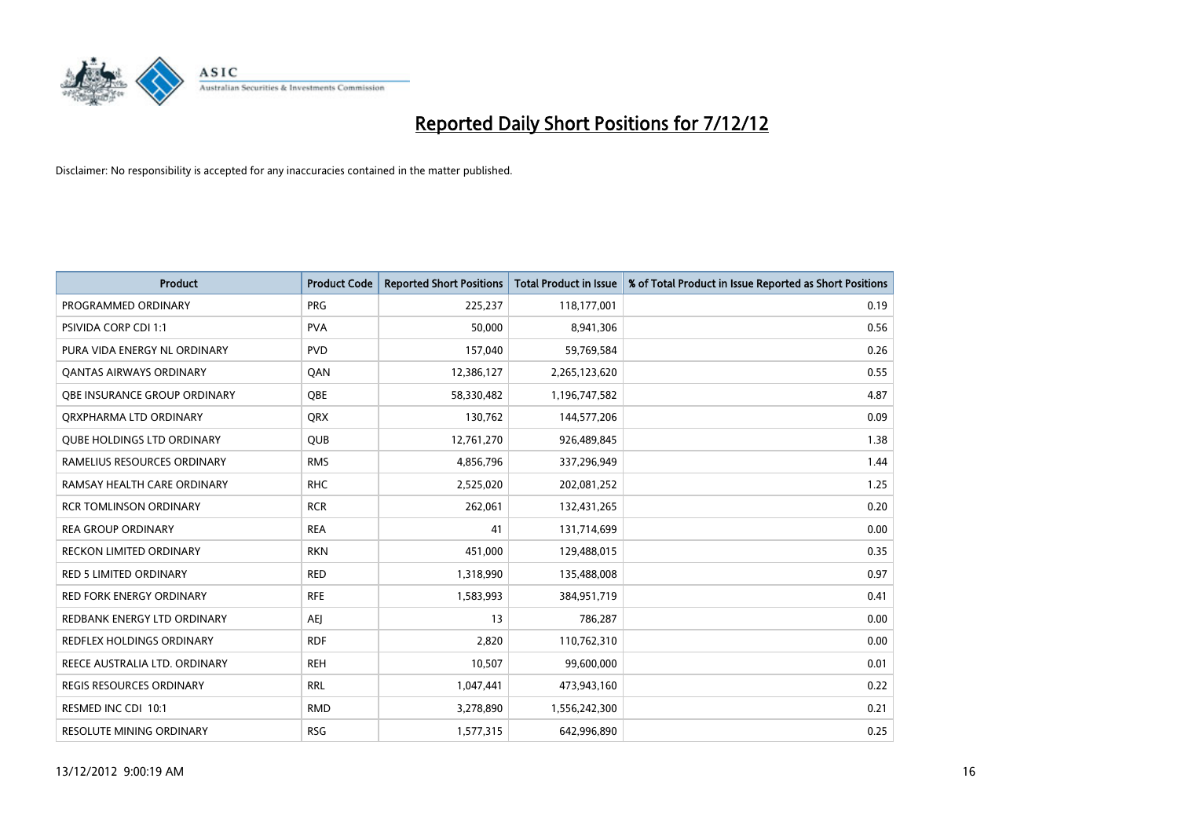# Reported Daily Short Positions for 7/12/12

Disclaimer: No responsibility is accepted for any inaccuracies contained in the matter published.

| Product | Product Code | Reported Short Positions | Total Product in Issue | % of Total Product in Issue Reported as Short Positions |
| --- | --- | --- | --- | --- |
| PROGRAMMED ORDINARY | PRG | 225,237 | 118,177,001 | 0.19 |
| PSIVIDA CORP CDI 1:1 | PVA | 50,000 | 8,941,306 | 0.56 |
| PURA VIDA ENERGY NL ORDINARY | PVD | 157,040 | 59,769,584 | 0.26 |
| QANTAS AIRWAYS ORDINARY | QAN | 12,386,127 | 2,265,123,620 | 0.55 |
| QBE INSURANCE GROUP ORDINARY | QBE | 58,330,482 | 1,196,747,582 | 4.87 |
| QRXPHARMA LTD ORDINARY | QRX | 130,762 | 144,577,206 | 0.09 |
| QUBE HOLDINGS LTD ORDINARY | QUB | 12,761,270 | 926,489,845 | 1.38 |
| RAMELIUS RESOURCES ORDINARY | RMS | 4,856,796 | 337,296,949 | 1.44 |
| RAMSAY HEALTH CARE ORDINARY | RHC | 2,525,020 | 202,081,252 | 1.25 |
| RCR TOMLINSON ORDINARY | RCR | 262,061 | 132,431,265 | 0.20 |
| REA GROUP ORDINARY | REA | 41 | 131,714,699 | 0.00 |
| RECKON LIMITED ORDINARY | RKN | 451,000 | 129,488,015 | 0.35 |
| RED 5 LIMITED ORDINARY | RED | 1,318,990 | 135,488,008 | 0.97 |
| RED FORK ENERGY ORDINARY | RFE | 1,583,993 | 384,951,719 | 0.41 |
| REDBANK ENERGY LTD ORDINARY | AEJ | 13 | 786,287 | 0.00 |
| REDFLEX HOLDINGS ORDINARY | RDF | 2,820 | 110,762,310 | 0.00 |
| REECE AUSTRALIA LTD. ORDINARY | REH | 10,507 | 99,600,000 | 0.01 |
| REGIS RESOURCES ORDINARY | RRL | 1,047,441 | 473,943,160 | 0.22 |
| RESMED INC CDI 10:1 | RMD | 3,278,890 | 1,556,242,300 | 0.21 |
| RESOLUTE MINING ORDINARY | RSG | 1,577,315 | 642,996,890 | 0.25 |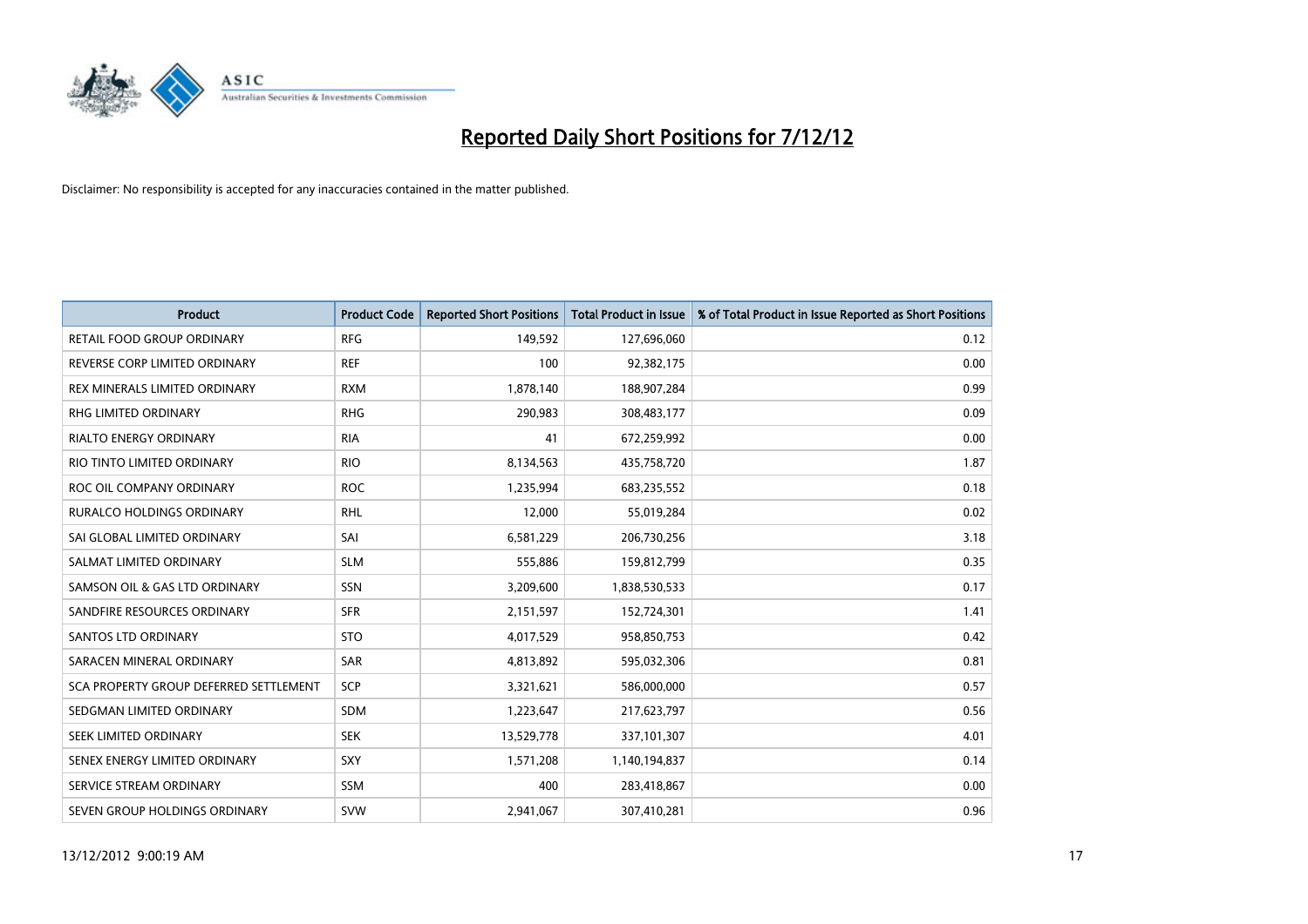# Reported Daily Short Positions for 7/12/12

Disclaimer: No responsibility is accepted for any inaccuracies contained in the matter published.

| Product | Product Code | Reported Short Positions | Total Product in Issue | % of Total Product in Issue Reported as Short Positions |
|---|---|---|---|---|
| RETAIL FOOD GROUP ORDINARY | RFG | 149,592 | 127,696,060 | 0.12 |
| REVERSE CORP LIMITED ORDINARY | REF | 100 | 92,382,175 | 0.00 |
| REX MINERALS LIMITED ORDINARY | RXM | 1,878,140 | 188,907,284 | 0.99 |
| RHG LIMITED ORDINARY | RHG | 290,983 | 308,483,177 | 0.09 |
| RIALTO ENERGY ORDINARY | RIA | 41 | 672,259,992 | 0.00 |
| RIO TINTO LIMITED ORDINARY | RIO | 8,134,563 | 435,758,720 | 1.87 |
| ROC OIL COMPANY ORDINARY | ROC | 1,235,994 | 683,235,552 | 0.18 |
| RURALCO HOLDINGS ORDINARY | RHL | 12,000 | 55,019,284 | 0.02 |
| SAI GLOBAL LIMITED ORDINARY | SAI | 6,581,229 | 206,730,256 | 3.18 |
| SALMAT LIMITED ORDINARY | SLM | 555,886 | 159,812,799 | 0.35 |
| SAMSON OIL & GAS LTD ORDINARY | SSN | 3,209,600 | 1,838,530,533 | 0.17 |
| SANDFIRE RESOURCES ORDINARY | SFR | 2,151,597 | 152,724,301 | 1.41 |
| SANTOS LTD ORDINARY | STO | 4,017,529 | 958,850,753 | 0.42 |
| SARACEN MINERAL ORDINARY | SAR | 4,813,892 | 595,032,306 | 0.81 |
| SCA PROPERTY GROUP DEFERRED SETTLEMENT | SCP | 3,321,621 | 586,000,000 | 0.57 |
| SEDGMAN LIMITED ORDINARY | SDM | 1,223,647 | 217,623,797 | 0.56 |
| SEEK LIMITED ORDINARY | SEK | 13,529,778 | 337,101,307 | 4.01 |
| SENEX ENERGY LIMITED ORDINARY | SXY | 1,571,208 | 1,140,194,837 | 0.14 |
| SERVICE STREAM ORDINARY | SSM | 400 | 283,418,867 | 0.00 |
| SEVEN GROUP HOLDINGS ORDINARY | SVW | 2,941,067 | 307,410,281 | 0.96 |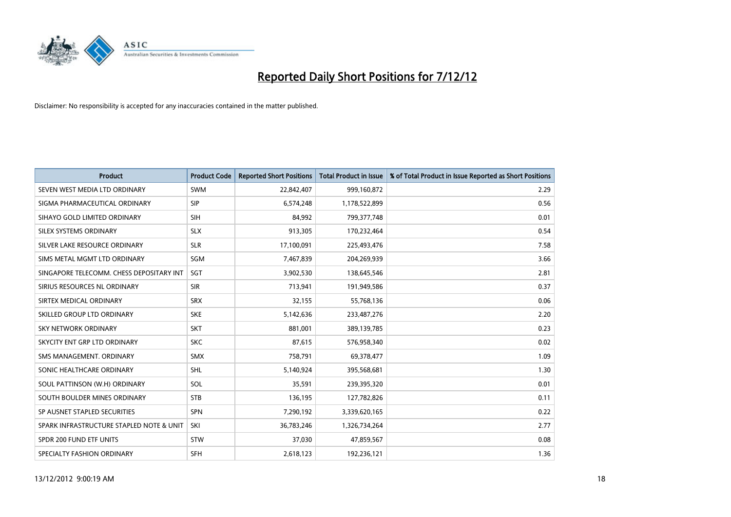# Reported Daily Short Positions for 7/12/12

Disclaimer: No responsibility is accepted for any inaccuracies contained in the matter published.

| Product | Product Code | Reported Short Positions | Total Product in Issue | % of Total Product in Issue Reported as Short Positions |
|---|---|---|---|---|
| SEVEN WEST MEDIA LTD ORDINARY | SWM | 22,842,407 | 999,160,872 | 2.29 |
| SIGMA PHARMACEUTICAL ORDINARY | SIP | 6,574,248 | 1,178,522,899 | 0.56 |
| SIHAYO GOLD LIMITED ORDINARY | SIH | 84,992 | 799,377,748 | 0.01 |
| SILEX SYSTEMS ORDINARY | SLX | 913,305 | 170,232,464 | 0.54 |
| SILVER LAKE RESOURCE ORDINARY | SLR | 17,100,091 | 225,493,476 | 7.58 |
| SIMS METAL MGMT LTD ORDINARY | SGM | 7,467,839 | 204,269,939 | 3.66 |
| SINGAPORE TELECOMM. CHESS DEPOSITARY INT | SGT | 3,902,530 | 138,645,546 | 2.81 |
| SIRIUS RESOURCES NL ORDINARY | SIR | 713,941 | 191,949,586 | 0.37 |
| SIRTEX MEDICAL ORDINARY | SRX | 32,155 | 55,768,136 | 0.06 |
| SKILLED GROUP LTD ORDINARY | SKE | 5,142,636 | 233,487,276 | 2.20 |
| SKY NETWORK ORDINARY | SKT | 881,001 | 389,139,785 | 0.23 |
| SKYCITY ENT GRP LTD ORDINARY | SKC | 87,615 | 576,958,340 | 0.02 |
| SMS MANAGEMENT. ORDINARY | SMX | 758,791 | 69,378,477 | 1.09 |
| SONIC HEALTHCARE ORDINARY | SHL | 5,140,924 | 395,568,681 | 1.30 |
| SOUL PATTINSON (W.H) ORDINARY | SOL | 35,591 | 239,395,320 | 0.01 |
| SOUTH BOULDER MINES ORDINARY | STB | 136,195 | 127,782,826 | 0.11 |
| SP AUSNET STAPLED SECURITIES | SPN | 7,290,192 | 3,339,620,165 | 0.22 |
| SPARK INFRASTRUCTURE STAPLED NOTE & UNIT | SKI | 36,783,246 | 1,326,734,264 | 2.77 |
| SPDR 200 FUND ETF UNITS | STW | 37,030 | 47,859,567 | 0.08 |
| SPECIALTY FASHION ORDINARY | SFH | 2,618,123 | 192,236,121 | 1.36 |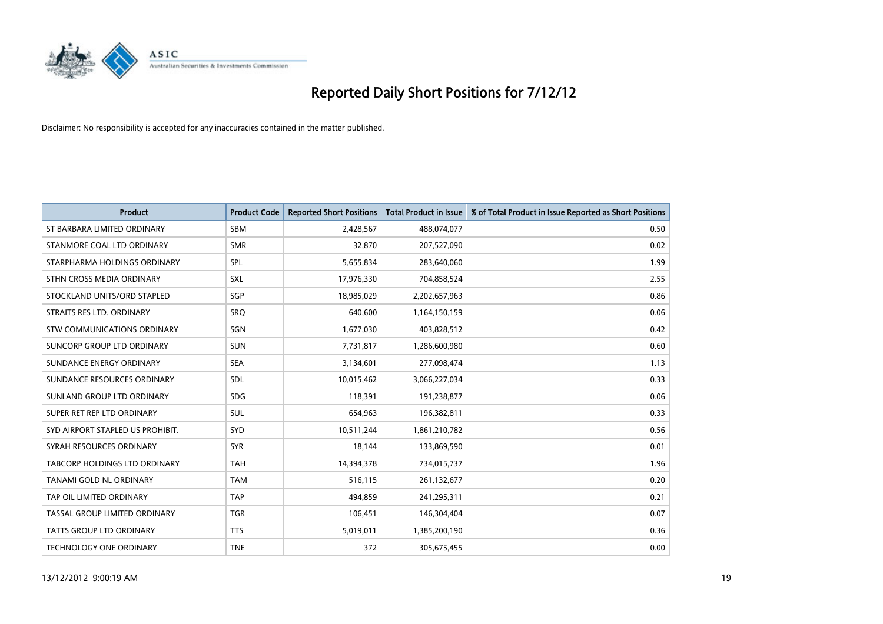# Reported Daily Short Positions for 7/12/12

Disclaimer: No responsibility is accepted for any inaccuracies contained in the matter published.

| Product | Product Code | Reported Short Positions | Total Product in Issue | % of Total Product in Issue Reported as Short Positions |
|---|---|---|---|---|
| ST BARBARA LIMITED ORDINARY | SBM | 2,428,567 | 488,074,077 | 0.50 |
| STANMORE COAL LTD ORDINARY | SMR | 32,870 | 207,527,090 | 0.02 |
| STARPHARMA HOLDINGS ORDINARY | SPL | 5,655,834 | 283,640,060 | 1.99 |
| STHN CROSS MEDIA ORDINARY | SXL | 17,976,330 | 704,858,524 | 2.55 |
| STOCKLAND UNITS/ORD STAPLED | SGP | 18,985,029 | 2,202,657,963 | 0.86 |
| STRAITS RES LTD. ORDINARY | SRQ | 640,600 | 1,164,150,159 | 0.06 |
| STW COMMUNICATIONS ORDINARY | SGN | 1,677,030 | 403,828,512 | 0.42 |
| SUNCORP GROUP LTD ORDINARY | SUN | 7,731,817 | 1,286,600,980 | 0.60 |
| SUNDANCE ENERGY ORDINARY | SEA | 3,134,601 | 277,098,474 | 1.13 |
| SUNDANCE RESOURCES ORDINARY | SDL | 10,015,462 | 3,066,227,034 | 0.33 |
| SUNLAND GROUP LTD ORDINARY | SDG | 118,391 | 191,238,877 | 0.06 |
| SUPER RET REP LTD ORDINARY | SUL | 654,963 | 196,382,811 | 0.33 |
| SYD AIRPORT STAPLED US PROHIBIT. | SYD | 10,511,244 | 1,861,210,782 | 0.56 |
| SYRAH RESOURCES ORDINARY | SYR | 18,144 | 133,869,590 | 0.01 |
| TABCORP HOLDINGS LTD ORDINARY | TAH | 14,394,378 | 734,015,737 | 1.96 |
| TANAMI GOLD NL ORDINARY | TAM | 516,115 | 261,132,677 | 0.20 |
| TAP OIL LIMITED ORDINARY | TAP | 494,859 | 241,295,311 | 0.21 |
| TASSAL GROUP LIMITED ORDINARY | TGR | 106,451 | 146,304,404 | 0.07 |
| TATTS GROUP LTD ORDINARY | TTS | 5,019,011 | 1,385,200,190 | 0.36 |
| TECHNOLOGY ONE ORDINARY | TNE | 372 | 305,675,455 | 0.00 |

13/12/2012 9:00:19 AM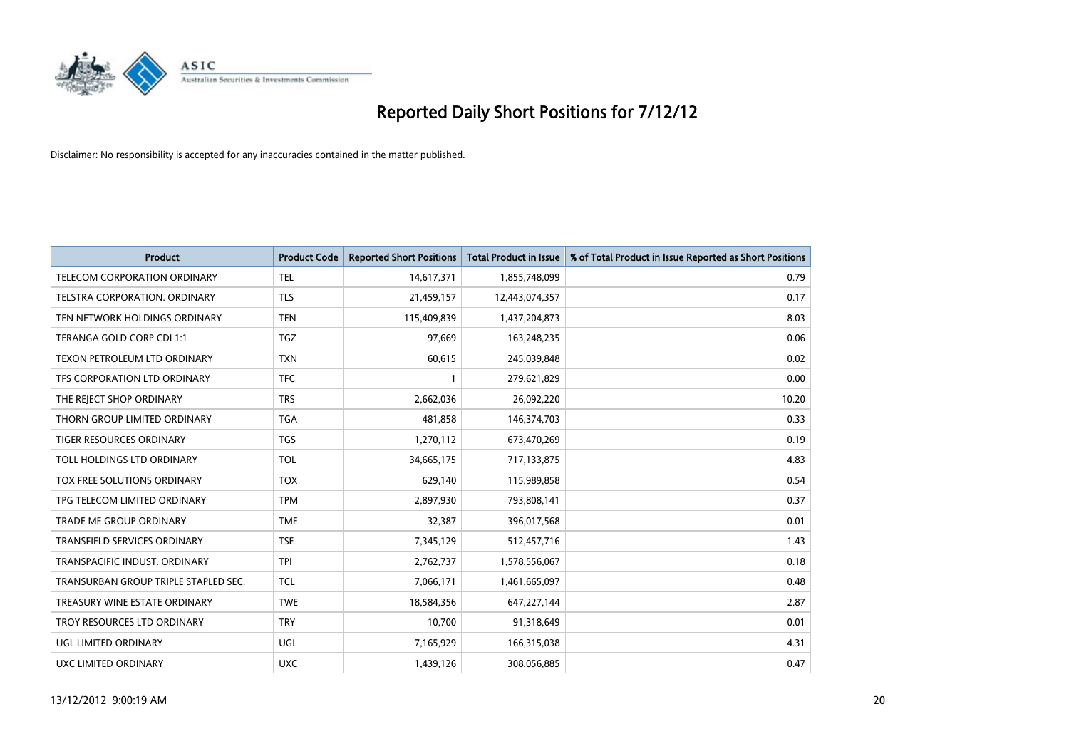# Reported Daily Short Positions for 7/12/12

Disclaimer: No responsibility is accepted for any inaccuracies contained in the matter published.

| Product | Product Code | Reported Short Positions | Total Product in Issue | % of Total Product in Issue Reported as Short Positions |
|---|---|---|---|---|
| TELECOM CORPORATION ORDINARY | TEL | 14,617,371 | 1,855,748,099 | 0.79 |
| TELSTRA CORPORATION. ORDINARY | TLS | 21,459,157 | 12,443,074,357 | 0.17 |
| TEN NETWORK HOLDINGS ORDINARY | TEN | 115,409,839 | 1,437,204,873 | 8.03 |
| TERANGA GOLD CORP CDI 1:1 | TGZ | 97,669 | 163,248,235 | 0.06 |
| TEXON PETROLEUM LTD ORDINARY | TXN | 60,615 | 245,039,848 | 0.02 |
| TFS CORPORATION LTD ORDINARY | TFC | 1 | 279,621,829 | 0.00 |
| THE REJECT SHOP ORDINARY | TRS | 2,662,036 | 26,092,220 | 10.20 |
| THORN GROUP LIMITED ORDINARY | TGA | 481,858 | 146,374,703 | 0.33 |
| TIGER RESOURCES ORDINARY | TGS | 1,270,112 | 673,470,269 | 0.19 |
| TOLL HOLDINGS LTD ORDINARY | TOL | 34,665,175 | 717,133,875 | 4.83 |
| TOX FREE SOLUTIONS ORDINARY | TOX | 629,140 | 115,989,858 | 0.54 |
| TPG TELECOM LIMITED ORDINARY | TPM | 2,897,930 | 793,808,141 | 0.37 |
| TRADE ME GROUP ORDINARY | TME | 32,387 | 396,017,568 | 0.01 |
| TRANSFIELD SERVICES ORDINARY | TSE | 7,345,129 | 512,457,716 | 1.43 |
| TRANSPACIFIC INDUST. ORDINARY | TPI | 2,762,737 | 1,578,556,067 | 0.18 |
| TRANSURBAN GROUP TRIPLE STAPLED SEC. | TCL | 7,066,171 | 1,461,665,097 | 0.48 |
| TREASURY WINE ESTATE ORDINARY | TWE | 18,584,356 | 647,227,144 | 2.87 |
| TROY RESOURCES LTD ORDINARY | TRY | 10,700 | 91,318,649 | 0.01 |
| UGL LIMITED ORDINARY | UGL | 7,165,929 | 166,315,038 | 4.31 |
| UXC LIMITED ORDINARY | UXC | 1,439,126 | 308,056,885 | 0.47 |

13/12/2012 9:00:19 AM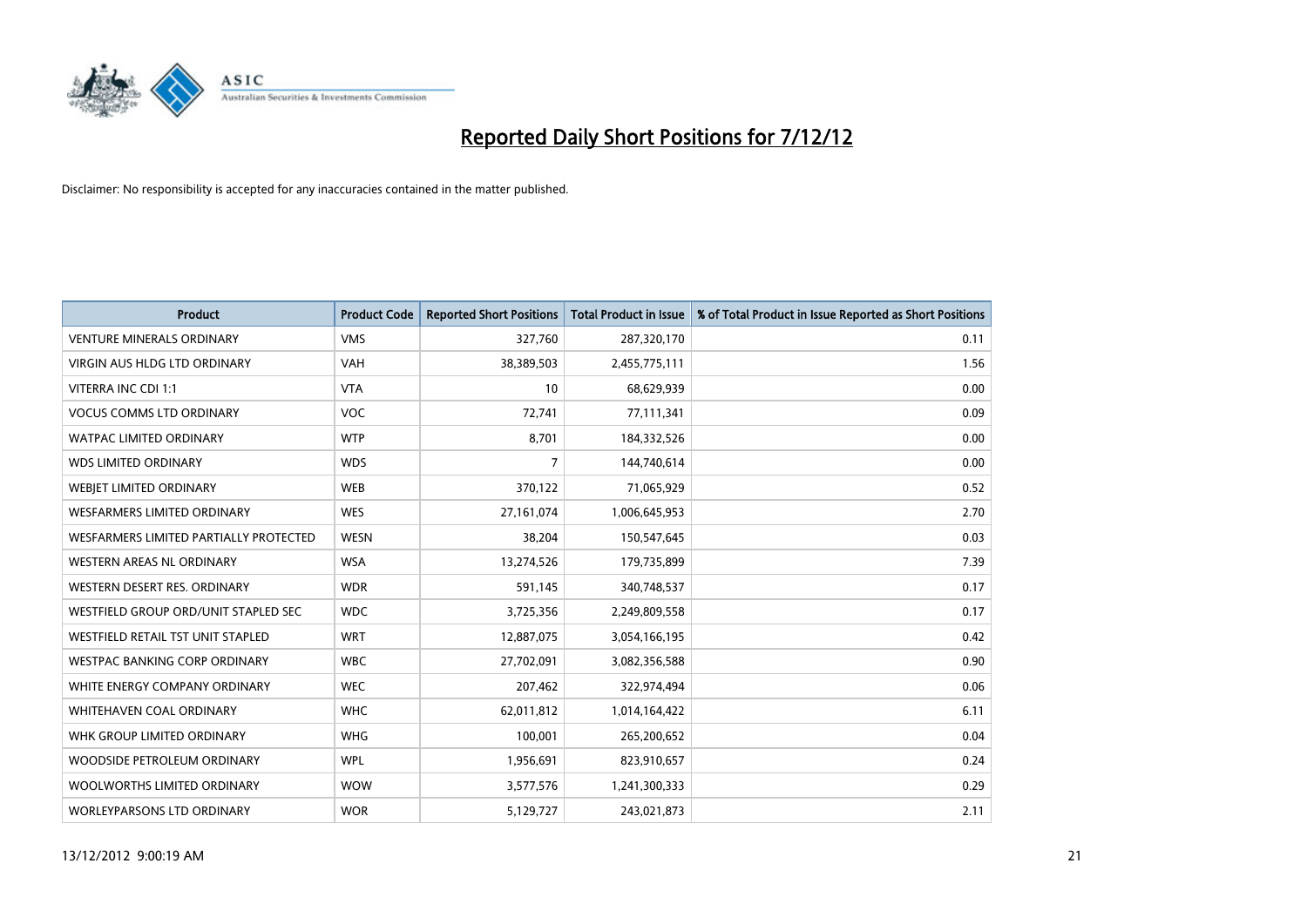# Reported Daily Short Positions for 7/12/12

Disclaimer: No responsibility is accepted for any inaccuracies contained in the matter published.

| Product | Product Code | Reported Short Positions | Total Product in Issue | % of Total Product in Issue Reported as Short Positions |
|---|---|---|---|---|
| VENTURE MINERALS ORDINARY | VMS | 327,760 | 287,320,170 | 0.11 |
| VIRGIN AUS HLDG LTD ORDINARY | VAH | 38,389,503 | 2,455,775,111 | 1.56 |
| VITERRA INC CDI 1:1 | VTA | 10 | 68,629,939 | 0.00 |
| VOCUS COMMS LTD ORDINARY | VOC | 72,741 | 77,111,341 | 0.09 |
| WATPAC LIMITED ORDINARY | WTP | 8,701 | 184,332,526 | 0.00 |
| WDS LIMITED ORDINARY | WDS | 7 | 144,740,614 | 0.00 |
| WEBJET LIMITED ORDINARY | WEB | 370,122 | 71,065,929 | 0.52 |
| WESFARMERS LIMITED ORDINARY | WES | 27,161,074 | 1,006,645,953 | 2.70 |
| WESFARMERS LIMITED PARTIALLY PROTECTED | WESN | 38,204 | 150,547,645 | 0.03 |
| WESTERN AREAS NL ORDINARY | WSA | 13,274,526 | 179,735,899 | 7.39 |
| WESTERN DESERT RES. ORDINARY | WDR | 591,145 | 340,748,537 | 0.17 |
| WESTFIELD GROUP ORD/UNIT STAPLED SEC | WDC | 3,725,356 | 2,249,809,558 | 0.17 |
| WESTFIELD RETAIL TST UNIT STAPLED | WRT | 12,887,075 | 3,054,166,195 | 0.42 |
| WESTPAC BANKING CORP ORDINARY | WBC | 27,702,091 | 3,082,356,588 | 0.90 |
| WHITE ENERGY COMPANY ORDINARY | WEC | 207,462 | 322,974,494 | 0.06 |
| WHITEHAVEN COAL ORDINARY | WHC | 62,011,812 | 1,014,164,422 | 6.11 |
| WHK GROUP LIMITED ORDINARY | WHG | 100,001 | 265,200,652 | 0.04 |
| WOODSIDE PETROLEUM ORDINARY | WPL | 1,956,691 | 823,910,657 | 0.24 |
| WOOLWORTHS LIMITED ORDINARY | WOW | 3,577,576 | 1,241,300,333 | 0.29 |
| WORLEYPARSONS LTD ORDINARY | WOR | 5,129,727 | 243,021,873 | 2.11 |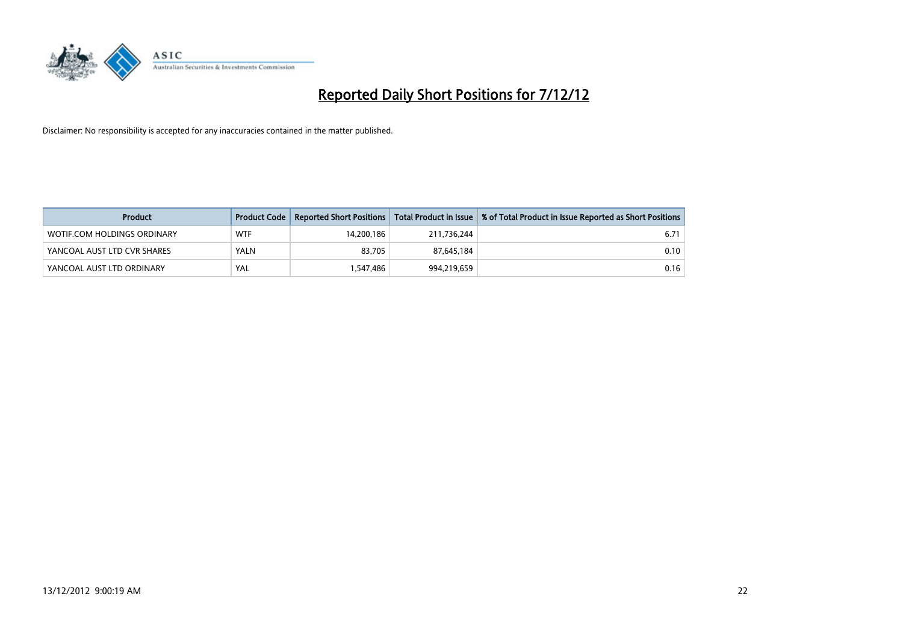# Reported Daily Short Positions for 7/12/12

Disclaimer: No responsibility is accepted for any inaccuracies contained in the matter published.

| Product | Product Code | Reported Short Positions | Total Product in Issue | % of Total Product in Issue Reported as Short Positions |
|---|---|---|---|---|
| WOTIF.COM HOLDINGS ORDINARY | WTF | 14,200,186 | 211,736,244 | 6.71 |
| YANCOAL AUST LTD CVR SHARES | YALN | 83,705 | 87,645,184 | 0.10 |
| YANCOAL AUST LTD ORDINARY | YAL | 1,547,486 | 994,219,659 | 0.16 |

13/12/2012 9:00:19 AM